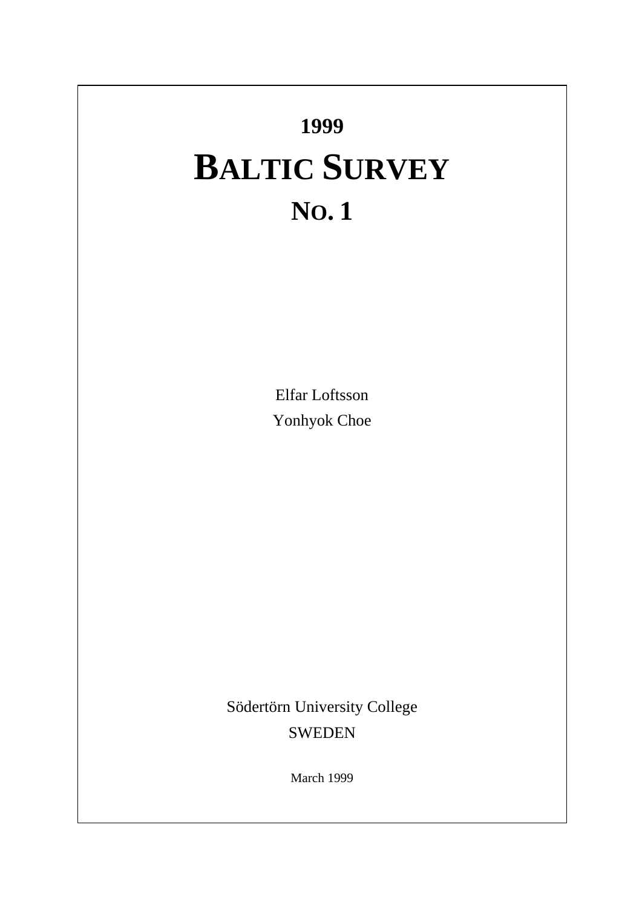**1999**

# BALTIC SURVEY

## NO. 1

Elfar Loftsson

Yonhyok Choe

Södertörn University College

SWEDEN

March 1999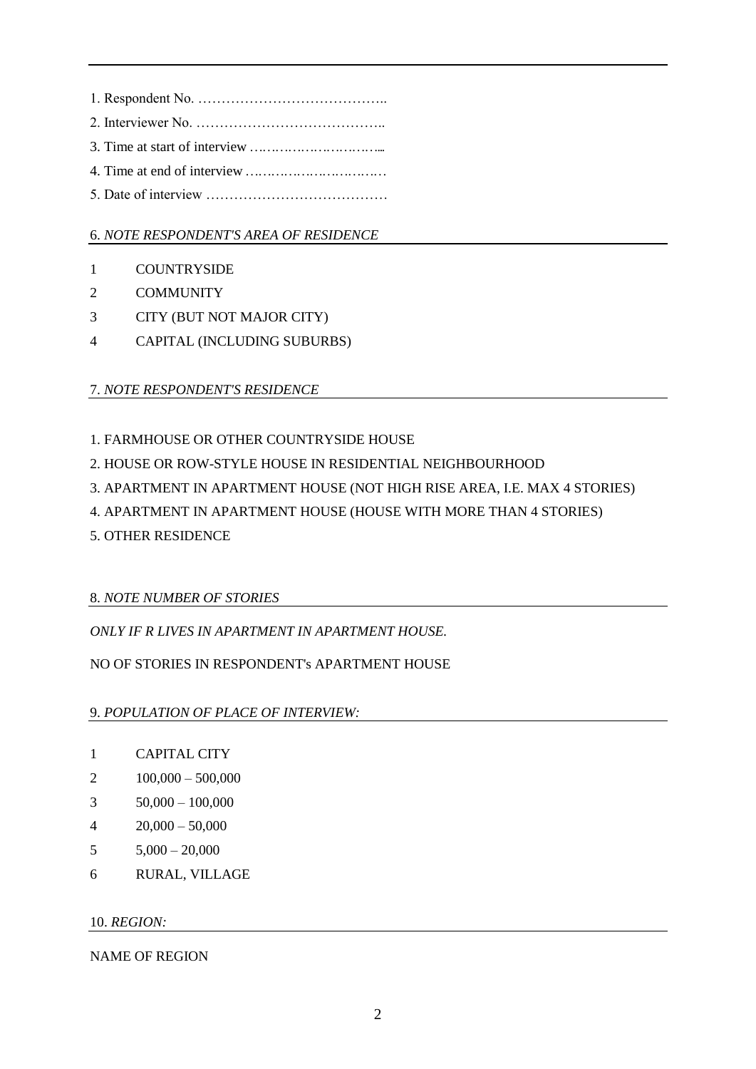1. Respondent No. …………………………………..
2. Interviewer No. …………………………………..
3. Time at start of interview …………………………...
4. Time at end of interview ……………………………
5. Date of interview …………………………………

6. *NOTE RESPONDENT'S AREA OF RESIDENCE*

1 COUNTRYSIDE

2 COMMUNITY

3 CITY (BUT NOT MAJOR CITY)

4 CAPITAL (INCLUDING SUBURBS)

7. *NOTE RESPONDENT'S RESIDENCE*

1. FARMHOUSE OR OTHER COUNTRYSIDE HOUSE
2. HOUSE OR ROW-STYLE HOUSE IN RESIDENTIAL NEIGHBOURHOOD
3. APARTMENT IN APARTMENT HOUSE (NOT HIGH RISE AREA, I.E. MAX 4 STORIES)
4. APARTMENT IN APARTMENT HOUSE (HOUSE WITH MORE THAN 4 STORIES)
5. OTHER RESIDENCE

8. *NOTE NUMBER OF STORIES*

*ONLY IF R LIVES IN APARTMENT IN APARTMENT HOUSE.*

NO OF STORIES IN RESPONDENT's APARTMENT HOUSE

9. *POPULATION OF PLACE OF INTERVIEW:*

1 CAPITAL CITY

2 100,000 – 500,000

3 50,000 – 100,000

4 20,000 – 50,000

5 5,000 – 20,000

6 RURAL, VILLAGE

10. *REGION:*

NAME OF REGION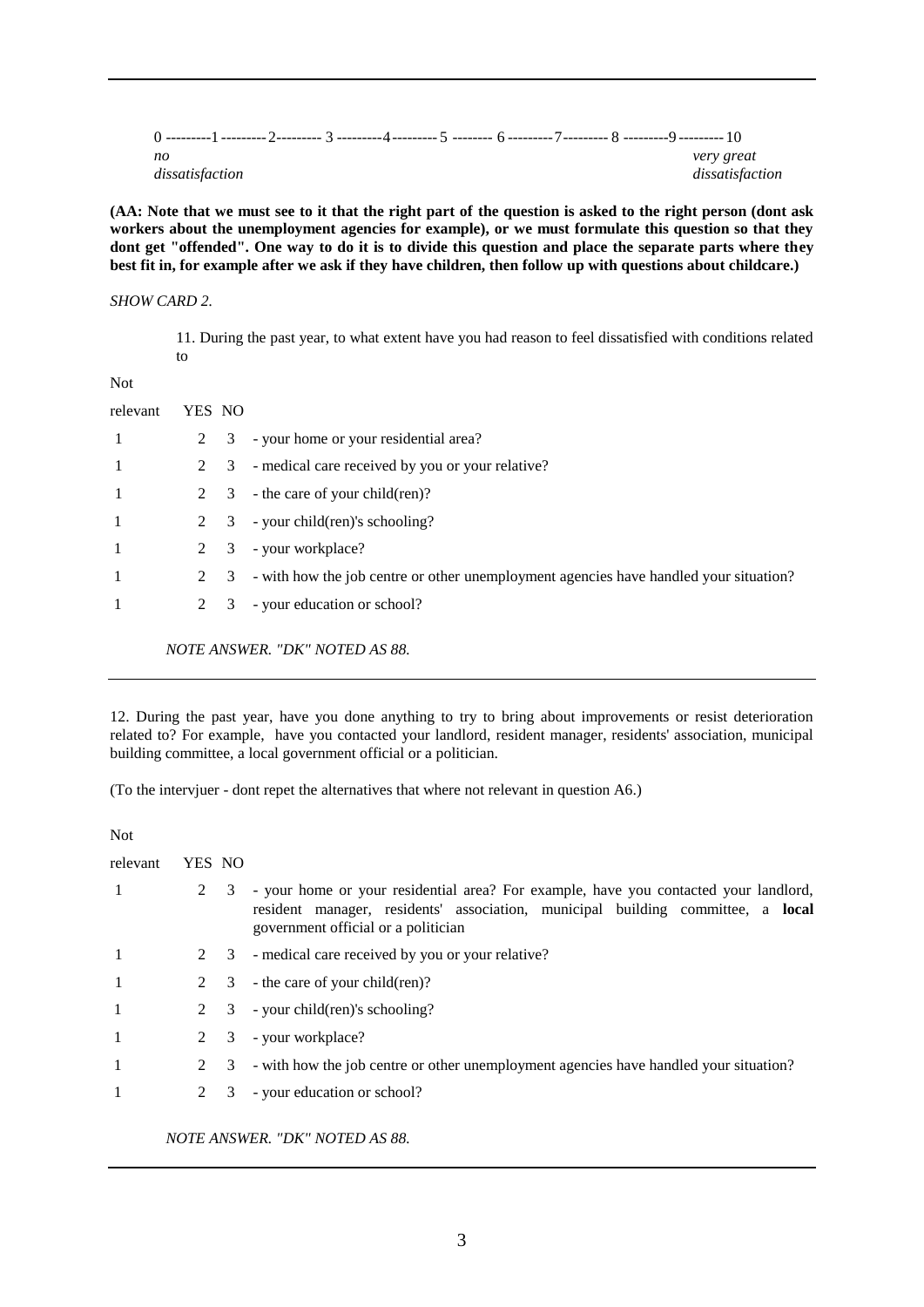0 ---------1---------2--------- 3 ---------4---------5 -------- 6 ---------7--------- 8 ---------9---------10

*no dissatisfaction* — *very great dissatisfaction*

**(AA: Note that we must see to it that the right part of the question is asked to the right person (dont ask workers about the unemployment agencies for example), or we must formulate this question so that they dont get "offended". One way to do it is to divide this question and place the separate parts where they best fit in, for example after we ask if they have children, then follow up with questions about childcare.)**

*SHOW CARD 2.*

11. During the past year, to what extent have you had reason to feel dissatisfied with conditions related to

| Not relevant | YES | NO | |
|---|---|---|---|
| 1 | 2 | 3 | - your home or your residential area? |
| 1 | 2 | 3 | - medical care received by you or your relative? |
| 1 | 2 | 3 | - the care of your child(ren)? |
| 1 | 2 | 3 | - your child(ren)'s schooling? |
| 1 | 2 | 3 | - your workplace? |
| 1 | 2 | 3 | - with how the job centre or other unemployment agencies have handled your situation? |
| 1 | 2 | 3 | - your education or school? |

*NOTE ANSWER. "DK" NOTED AS 88.*

---

12. During the past year, have you done anything to try to bring about improvements or resist deterioration related to? For example, have you contacted your landlord, resident manager, residents' association, municipal building committee, a local government official or a politician.

(To the intervjuer - dont repet the alternatives that where not relevant in question A6.)

| Not relevant | YES | NO | |
|---|---|---|---|
| 1 | 2 | 3 | - your home or your residential area? For example, have you contacted your landlord, resident manager, residents' association, municipal building committee, a **local** government official or a politician |
| 1 | 2 | 3 | - medical care received by you or your relative? |
| 1 | 2 | 3 | - the care of your child(ren)? |
| 1 | 2 | 3 | - your child(ren)'s schooling? |
| 1 | 2 | 3 | - your workplace? |
| 1 | 2 | 3 | - with how the job centre or other unemployment agencies have handled your situation? |
| 1 | 2 | 3 | - your education or school? |

*NOTE ANSWER. "DK" NOTED AS 88.*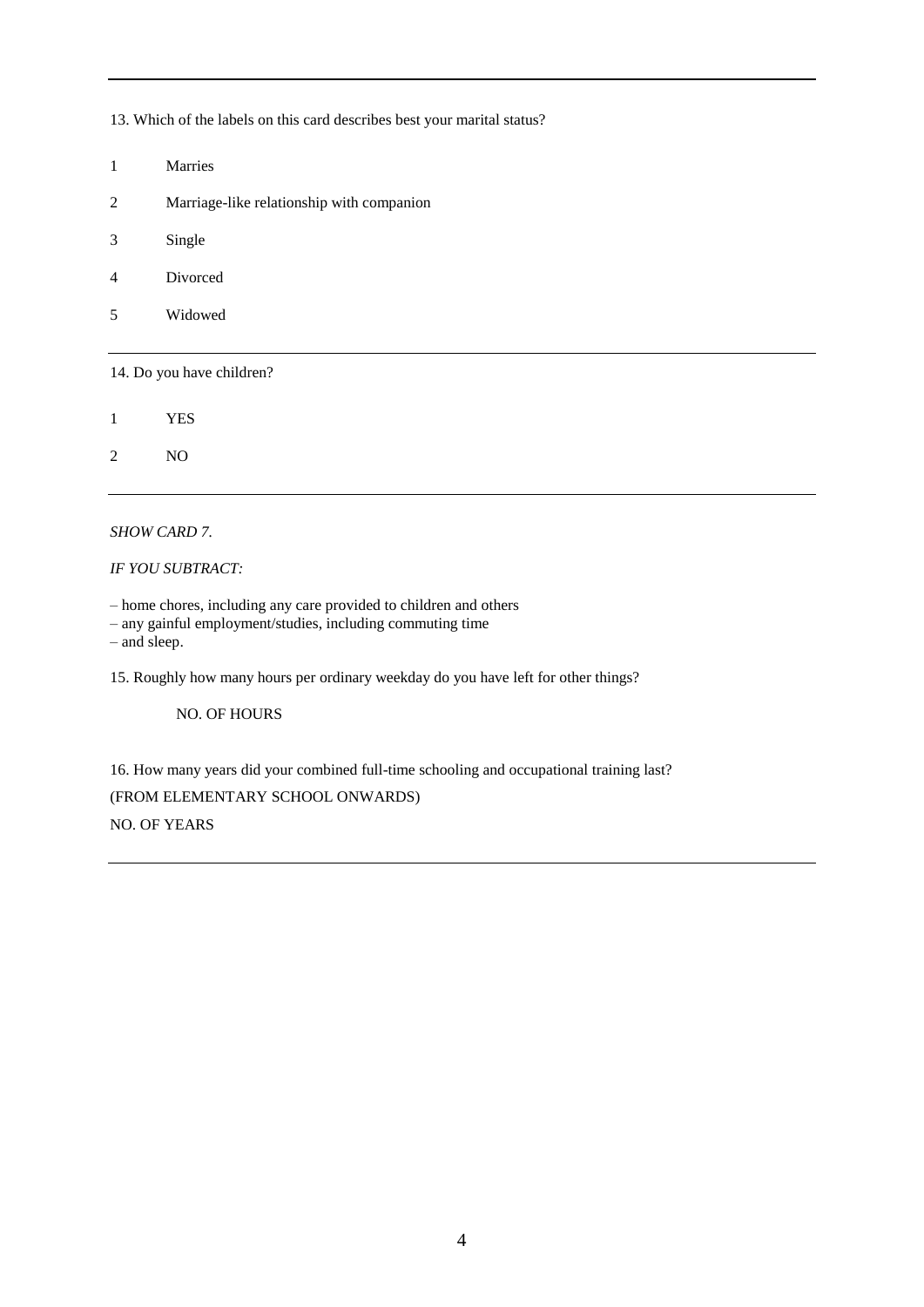---

13. Which of the labels on this card describes best your marital status?

1 Marries

2 Marriage-like relationship with companion

3 Single

4 Divorced

5 Widowed

---

14. Do you have children?

1 YES

2 NO

---

*SHOW CARD 7.*

*IF YOU SUBTRACT:*

– home chores, including any care provided to children and others
– any gainful employment/studies, including commuting time
– and sleep.

15. Roughly how many hours per ordinary weekday do you have left for other things?

NO. OF HOURS

16. How many years did your combined full-time schooling and occupational training last?

(FROM ELEMENTARY SCHOOL ONWARDS)

NO. OF YEARS

---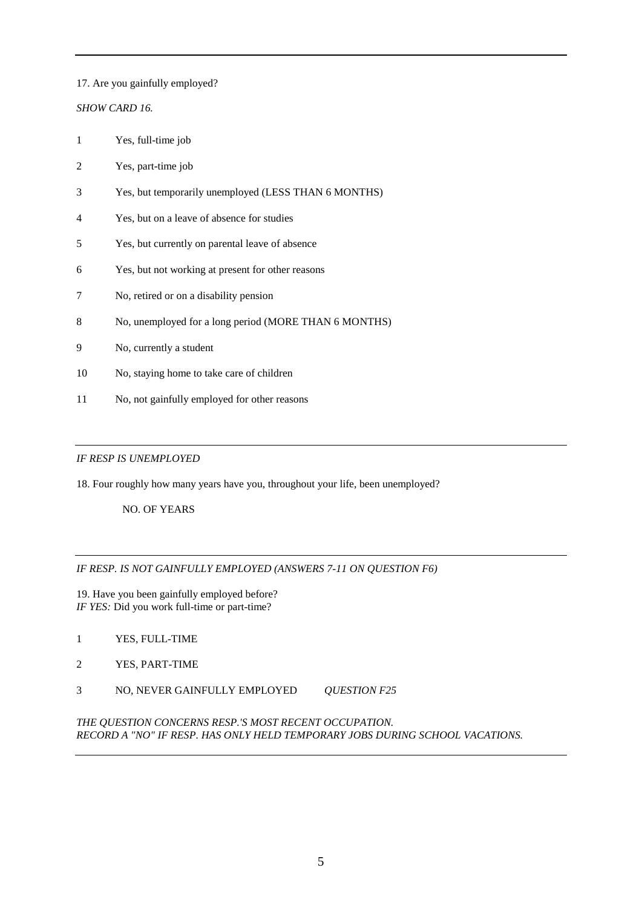---

17. Are you gainfully employed?

*SHOW CARD 16.*

| | |
|---|---|
| 1 | Yes, full-time job |
| 2 | Yes, part-time job |
| 3 | Yes, but temporarily unemployed (LESS THAN 6 MONTHS) |
| 4 | Yes, but on a leave of absence for studies |
| 5 | Yes, but currently on parental leave of absence |
| 6 | Yes, but not working at present for other reasons |
| 7 | No, retired or on a disability pension |
| 8 | No, unemployed for a long period (MORE THAN 6 MONTHS) |
| 9 | No, currently a student |
| 10 | No, staying home to take care of children |
| 11 | No, not gainfully employed for other reasons |

---

*IF RESP IS UNEMPLOYED*

18. Four roughly how many years have you, throughout your life, been unemployed?

NO. OF YEARS

---

*IF RESP. IS NOT GAINFULLY EMPLOYED (ANSWERS 7-11 ON QUESTION F6)*

19. Have you been gainfully employed before?
*IF YES:* Did you work full-time or part-time?

| | | |
|---|---|---|
| 1 | YES, FULL-TIME | |
| 2 | YES, PART-TIME | |
| 3 | NO, NEVER GAINFULLY EMPLOYED | *QUESTION F25* |

*THE QUESTION CONCERNS RESP.'S MOST RECENT OCCUPATION.*
*RECORD A "NO" IF RESP. HAS ONLY HELD TEMPORARY JOBS DURING SCHOOL VACATIONS.*

---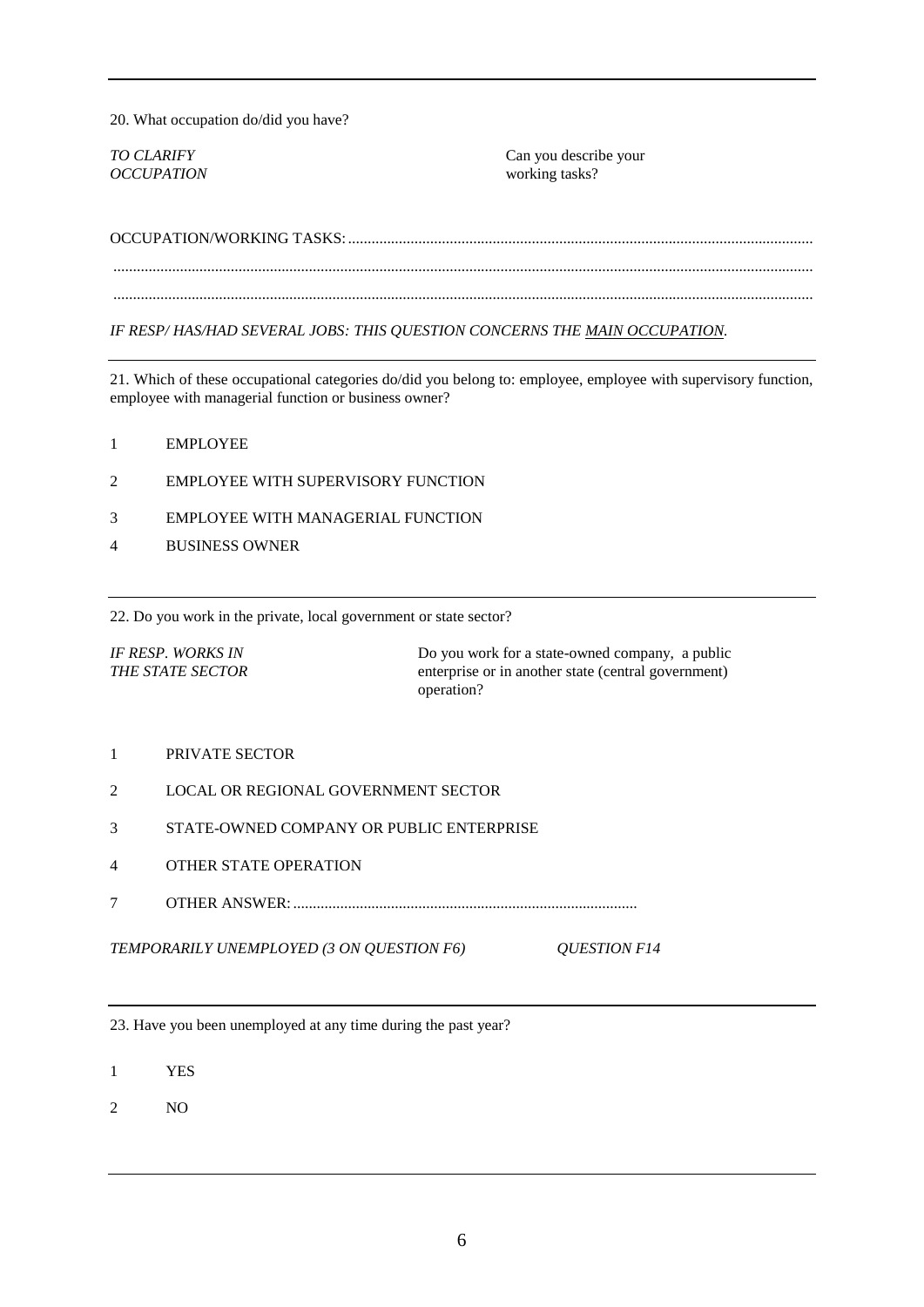---

20. What occupation do/did you have?

*TO CLARIFY OCCUPATION* — Can you describe your working tasks?

OCCUPATION/WORKING TASKS: ..........................................................................................................................

..........................................................................................................................................................................

..........................................................................................................................................................................

*IF RESP/ HAS/HAD SEVERAL JOBS: THIS QUESTION CONCERNS THE MAIN OCCUPATION.*

---

21. Which of these occupational categories do/did you belong to: employee, employee with supervisory function, employee with managerial function or business owner?

1 EMPLOYEE

2 EMPLOYEE WITH SUPERVISORY FUNCTION

3 EMPLOYEE WITH MANAGERIAL FUNCTION

4 BUSINESS OWNER

---

22. Do you work in the private, local government or state sector?

*IF RESP. WORKS IN THE STATE SECTOR* — Do you work for a state-owned company, a public enterprise or in another state (central government) operation?

1 PRIVATE SECTOR

2 LOCAL OR REGIONAL GOVERNMENT SECTOR

3 STATE-OWNED COMPANY OR PUBLIC ENTERPRISE

4 OTHER STATE OPERATION

7 OTHER ANSWER: .......................................................................................

*TEMPORARILY UNEMPLOYED (3 ON QUESTION F6)* *QUESTION F14*

---

23. Have you been unemployed at any time during the past year?

1 YES

2 NO

---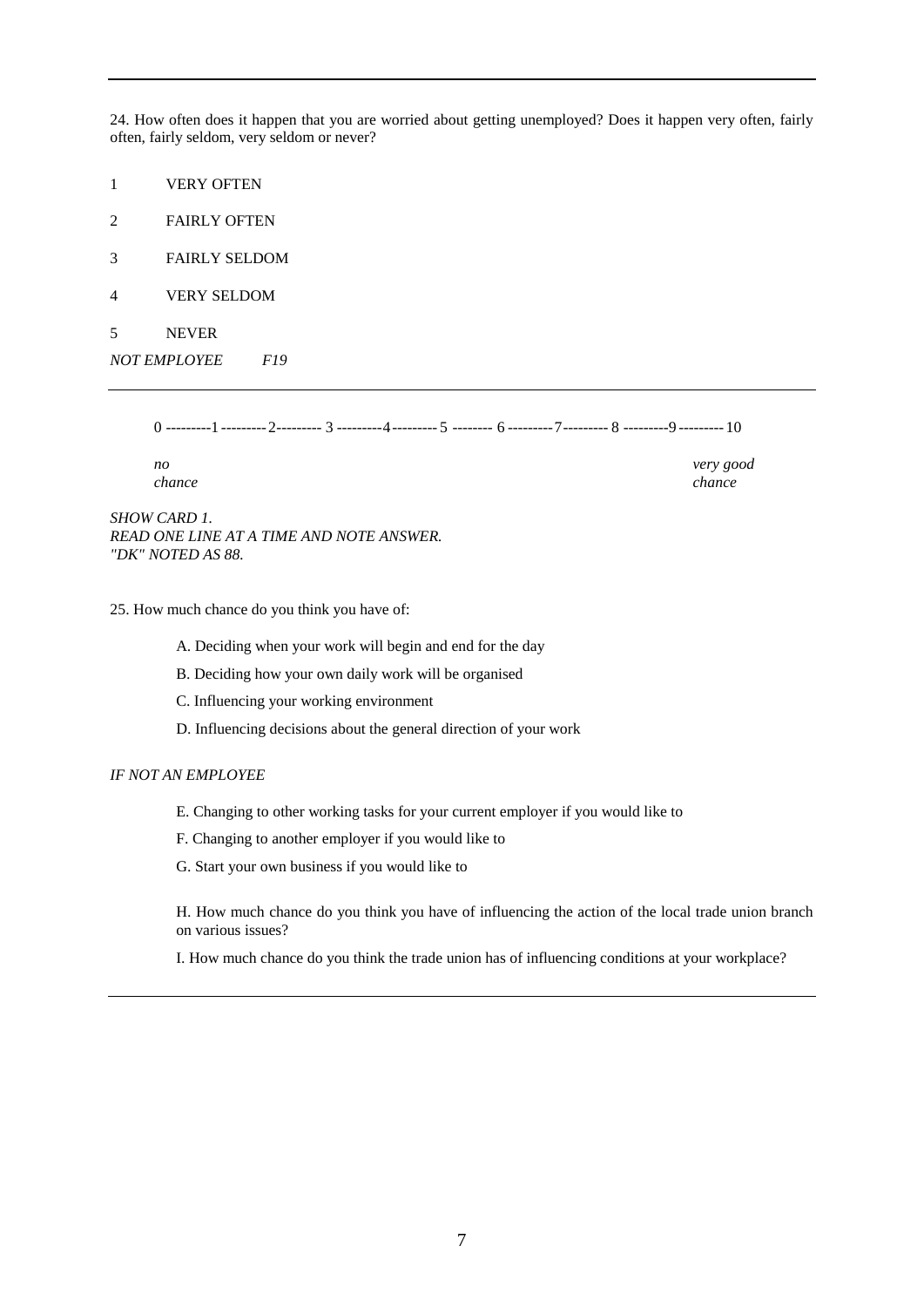---

24. How often does it happen that you are worried about getting unemployed? Does it happen very often, fairly often, fairly seldom, very seldom or never?

1 VERY OFTEN

2 FAIRLY OFTEN

3 FAIRLY SELDOM

4 VERY SELDOM

5 NEVER

*NOT EMPLOYEE F19*

---

0 ---------1 ---------2--------- 3 ---------4--------- 5 -------- 6 ---------7--------- 8 ---------9 --------- 10

*no chance* *very good chance*

*SHOW CARD 1.*
*READ ONE LINE AT A TIME AND NOTE ANSWER.*
*"DK" NOTED AS 88.*

25. How much chance do you think you have of:

A. Deciding when your work will begin and end for the day

B. Deciding how your own daily work will be organised

C. Influencing your working environment

D. Influencing decisions about the general direction of your work

*IF NOT AN EMPLOYEE*

E. Changing to other working tasks for your current employer if you would like to

F. Changing to another employer if you would like to

G. Start your own business if you would like to

H. How much chance do you think you have of influencing the action of the local trade union branch on various issues?

I. How much chance do you think the trade union has of influencing conditions at your workplace?

---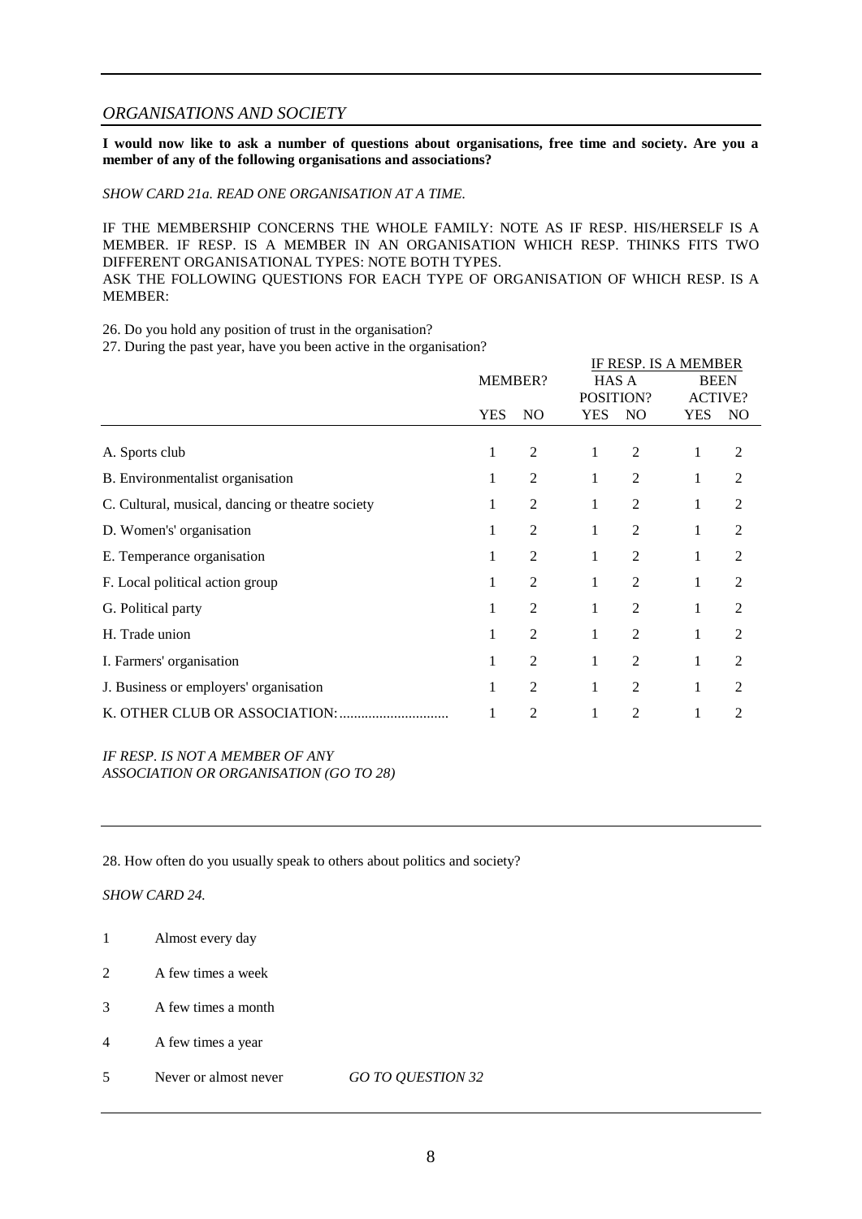## *ORGANISATIONS AND SOCIETY*

**I would now like to ask a number of questions about organisations, free time and society. Are you a member of any of the following organisations and associations?**

*SHOW CARD 21a. READ ONE ORGANISATION AT A TIME.*

IF THE MEMBERSHIP CONCERNS THE WHOLE FAMILY: NOTE AS IF RESP. HIS/HERSELF IS A MEMBER. IF RESP. IS A MEMBER IN AN ORGANISATION WHICH RESP. THINKS FITS TWO DIFFERENT ORGANISATIONAL TYPES: NOTE BOTH TYPES.
ASK THE FOLLOWING QUESTIONS FOR EACH TYPE OF ORGANISATION OF WHICH RESP. IS A MEMBER:

26. Do you hold any position of trust in the organisation?
27. During the past year, have you been active in the organisation?

| | MEMBER? | | IF RESP. IS A MEMBER HAS A POSITION? | | IF RESP. IS A MEMBER BEEN ACTIVE? | |
|---|---|---|---|---|---|---|
| | YES | NO | YES | NO | YES | NO |
| A. Sports club | 1 | 2 | 1 | 2 | 1 | 2 |
| B. Environmentalist organisation | 1 | 2 | 1 | 2 | 1 | 2 |
| C. Cultural, musical, dancing or theatre society | 1 | 2 | 1 | 2 | 1 | 2 |
| D. Women's' organisation | 1 | 2 | 1 | 2 | 1 | 2 |
| E. Temperance organisation | 1 | 2 | 1 | 2 | 1 | 2 |
| F. Local political action group | 1 | 2 | 1 | 2 | 1 | 2 |
| G. Political party | 1 | 2 | 1 | 2 | 1 | 2 |
| H. Trade union | 1 | 2 | 1 | 2 | 1 | 2 |
| I. Farmers' organisation | 1 | 2 | 1 | 2 | 1 | 2 |
| J. Business or employers' organisation | 1 | 2 | 1 | 2 | 1 | 2 |
| K. OTHER CLUB OR ASSOCIATION:............................. | 1 | 2 | 1 | 2 | 1 | 2 |

*IF RESP. IS NOT A MEMBER OF ANY ASSOCIATION OR ORGANISATION (GO TO 28)*

28. How often do you usually speak to others about politics and society?

*SHOW CARD 24.*

1 Almost every day

2 A few times a week

3 A few times a month

4 A few times a year

5 Never or almost never *GO TO QUESTION 32*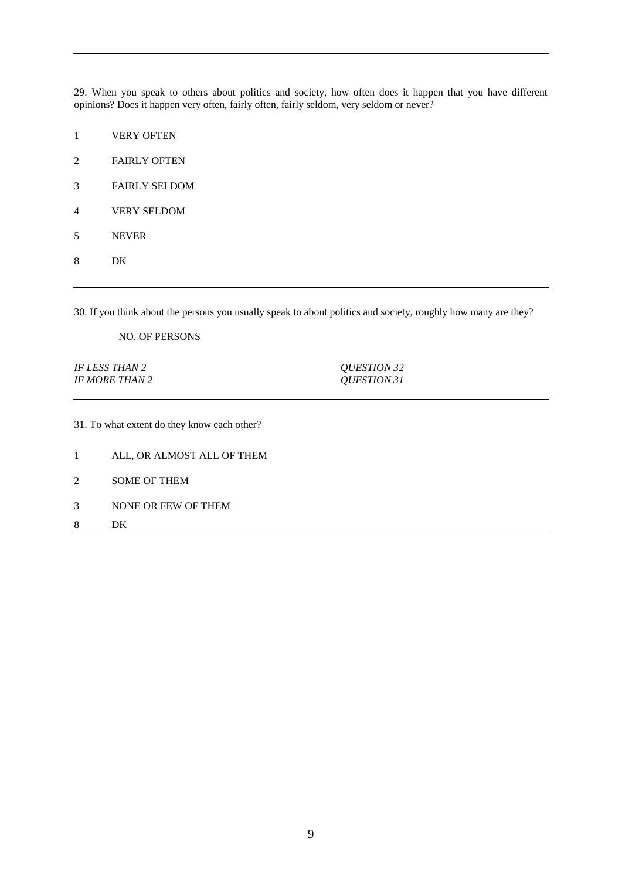29. When you speak to others about politics and society, how often does it happen that you have different opinions? Does it happen very often, fairly often, fairly seldom, very seldom or never?

1 VERY OFTEN

2 FAIRLY OFTEN

3 FAIRLY SELDOM

4 VERY SELDOM

5 NEVER

8 DK

---

30. If you think about the persons you usually speak to about politics and society, roughly how many are they?

NO. OF PERSONS

| | |
|---|---|
| *IF LESS THAN 2* | *QUESTION 32* |
| *IF MORE THAN 2* | *QUESTION 31* |

---

31. To what extent do they know each other?

1 ALL, OR ALMOST ALL OF THEM

2 SOME OF THEM

3 NONE OR FEW OF THEM

8 DK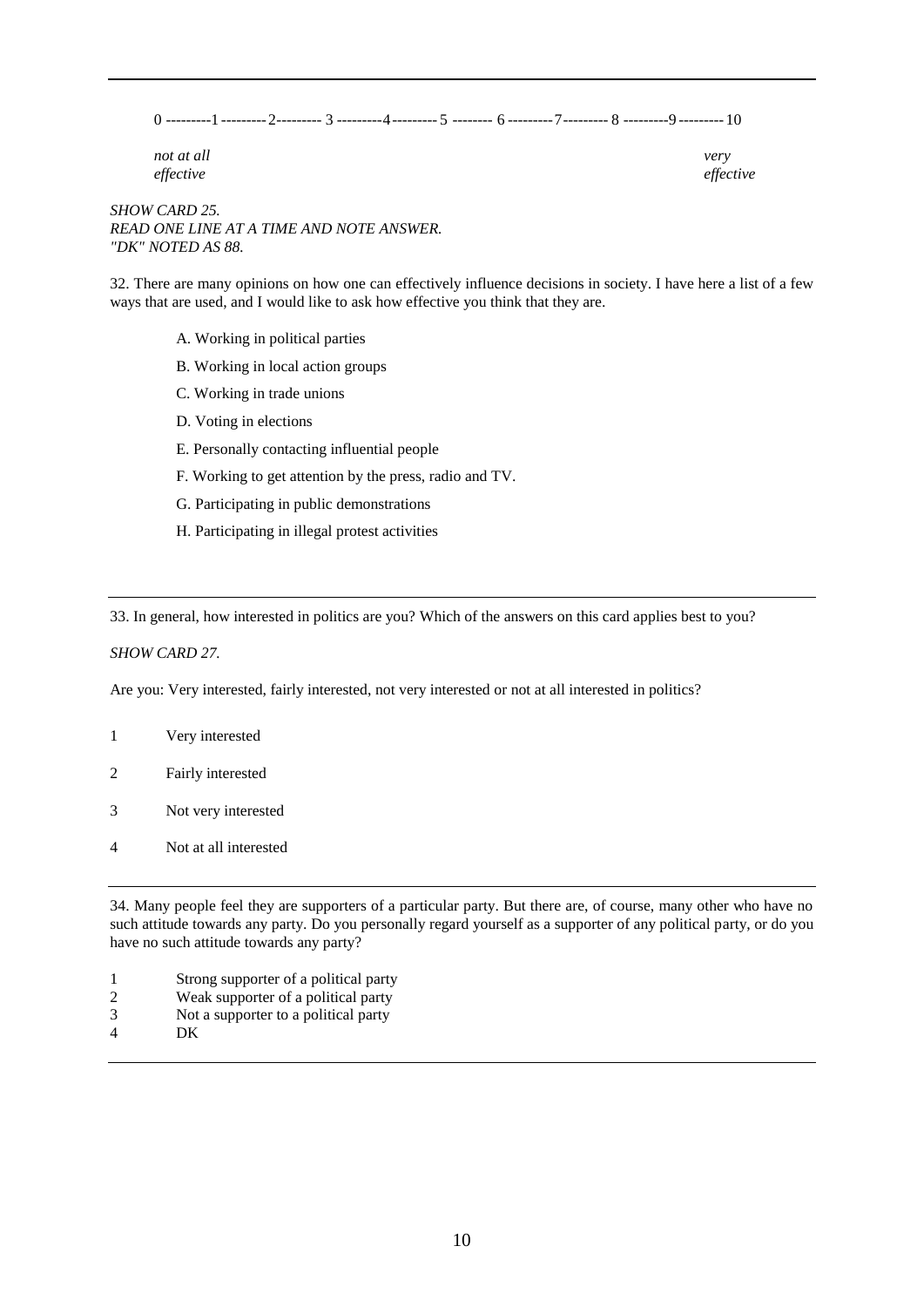---

0 ---------1 --------- 2--------- 3 ---------4 --------- 5 -------- 6 ---------7--------- 8 ---------9 --------- 10

*not at all effective* *very effective*

*SHOW CARD 25.*
*READ ONE LINE AT A TIME AND NOTE ANSWER.*
*"DK" NOTED AS 88.*

32. There are many opinions on how one can effectively influence decisions in society. I have here a list of a few ways that are used, and I would like to ask how effective you think that they are.

A. Working in political parties

B. Working in local action groups

C. Working in trade unions

D. Voting in elections

E. Personally contacting influential people

F. Working to get attention by the press, radio and TV.

G. Participating in public demonstrations

H. Participating in illegal protest activities

---

33. In general, how interested in politics are you? Which of the answers on this card applies best to you?

*SHOW CARD 27.*

Are you: Very interested, fairly interested, not very interested or not at all interested in politics?

1 Very interested

2 Fairly interested

3 Not very interested

4 Not at all interested

---

34. Many people feel they are supporters of a particular party. But there are, of course, many other who have no such attitude towards any party. Do you personally regard yourself as a supporter of any political party, or do you have no such attitude towards any party?

1 Strong supporter of a political party
2 Weak supporter of a political party
3 Not a supporter to a political party
4 DK

---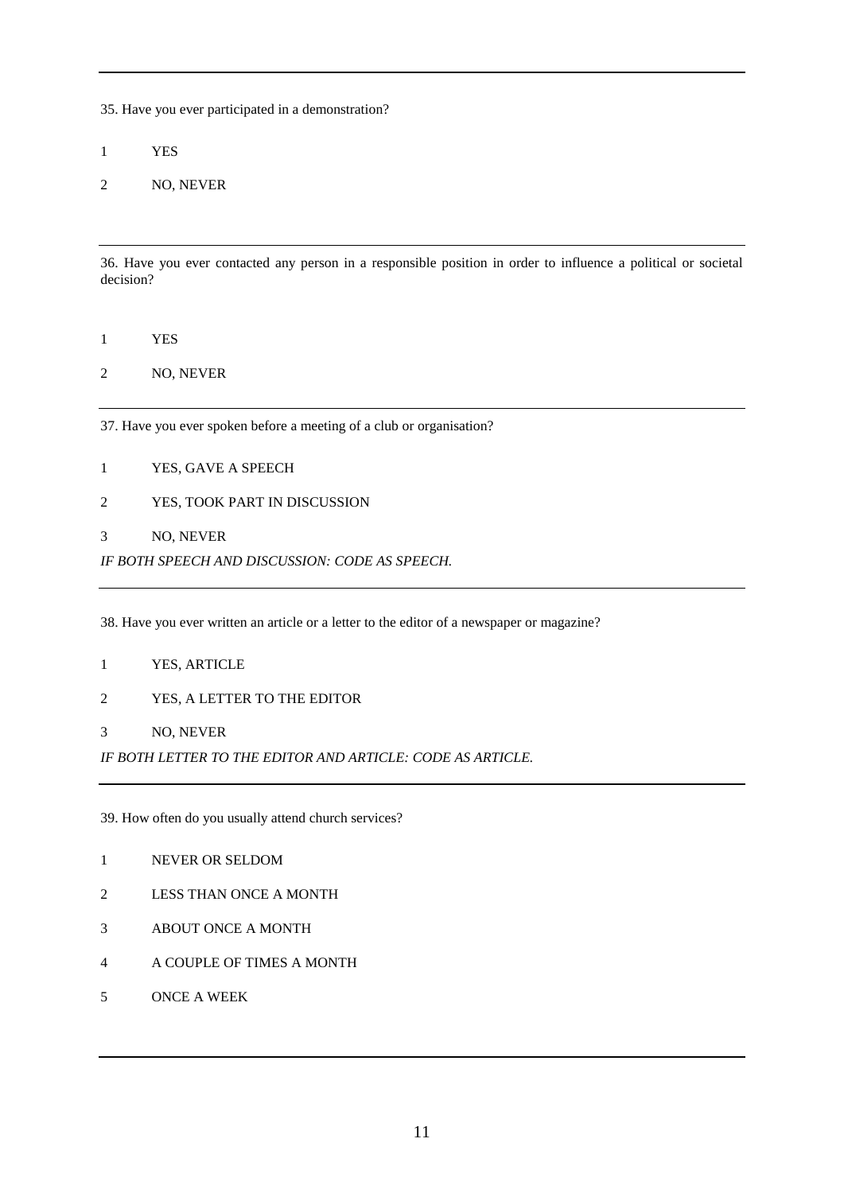35. Have you ever participated in a demonstration?

1 YES

2 NO, NEVER

---

36. Have you ever contacted any person in a responsible position in order to influence a political or societal decision?

1 YES

2 NO, NEVER

---

37. Have you ever spoken before a meeting of a club or organisation?

1 YES, GAVE A SPEECH

2 YES, TOOK PART IN DISCUSSION

3 NO, NEVER

*IF BOTH SPEECH AND DISCUSSION: CODE AS SPEECH.*

---

38. Have you ever written an article or a letter to the editor of a newspaper or magazine?

1 YES, ARTICLE

2 YES, A LETTER TO THE EDITOR

3 NO, NEVER

*IF BOTH LETTER TO THE EDITOR AND ARTICLE: CODE AS ARTICLE.*

---

39. How often do you usually attend church services?

1 NEVER OR SELDOM

2 LESS THAN ONCE A MONTH

3 ABOUT ONCE A MONTH

4 A COUPLE OF TIMES A MONTH

5 ONCE A WEEK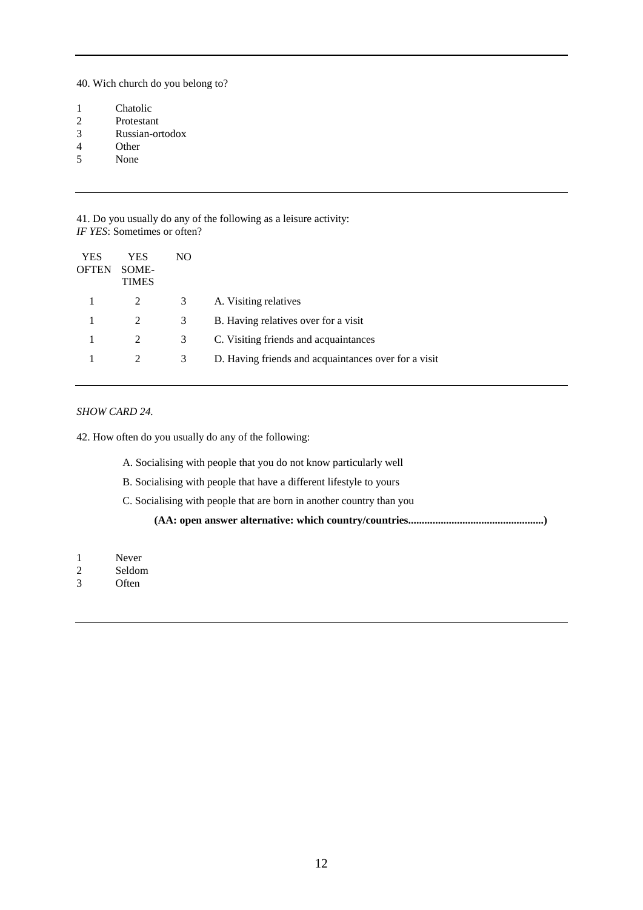---

40. Wich church do you belong to?

1 Chatolic
2 Protestant
3 Russian-ortodox
4 Other
5 None

---

41. Do you usually do any of the following as a leisure activity:
*IF YES*: Sometimes or often?

| YES OFTEN | YES SOME-TIMES | NO | |
|---|---|---|---|
| 1 | 2 | 3 | A. Visiting relatives |
| 1 | 2 | 3 | B. Having relatives over for a visit |
| 1 | 2 | 3 | C. Visiting friends and acquaintances |
| 1 | 2 | 3 | D. Having friends and acquaintances over for a visit |

---

*SHOW CARD 24.*

42. How often do you usually do any of the following:

A. Socialising with people that you do not know particularly well

B. Socialising with people that have a different lifestyle to yours

C. Socialising with people that are born in another country than you

**(AA: open answer alternative: which country/countries.................................................)**

1 Never
2 Seldom
3 Often

---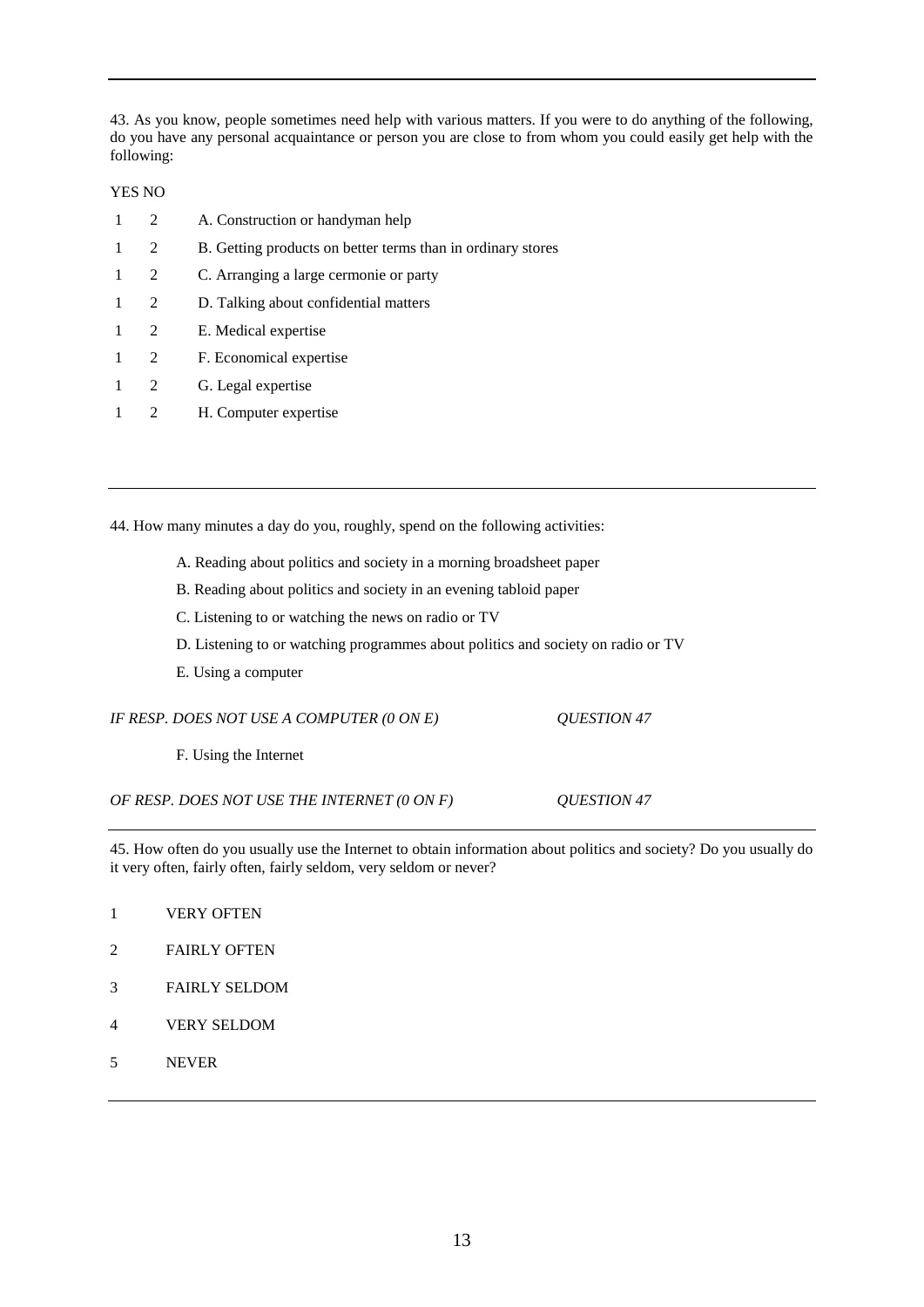43. As you know, people sometimes need help with various matters. If you were to do anything of the following, do you have any personal acquaintance or person you are close to from whom you could easily get help with the following:

| YES | NO | |
|---|---|---|
| 1 | 2 | A. Construction or handyman help |
| 1 | 2 | B. Getting products on better terms than in ordinary stores |
| 1 | 2 | C. Arranging a large cermonie or party |
| 1 | 2 | D. Talking about confidential matters |
| 1 | 2 | E. Medical expertise |
| 1 | 2 | F. Economical expertise |
| 1 | 2 | G. Legal expertise |
| 1 | 2 | H. Computer expertise |

---

44. How many minutes a day do you, roughly, spend on the following activities:

A. Reading about politics and society in a morning broadsheet paper

B. Reading about politics and society in an evening tabloid paper

C. Listening to or watching the news on radio or TV

D. Listening to or watching programmes about politics and society on radio or TV

E. Using a computer

*IF RESP. DOES NOT USE A COMPUTER (0 ON E)* → *QUESTION 47*

F. Using the Internet

*OF RESP. DOES NOT USE THE INTERNET (0 ON F)* → *QUESTION 47*

---

45. How often do you usually use the Internet to obtain information about politics and society? Do you usually do it very often, fairly often, fairly seldom, very seldom or never?

1 VERY OFTEN

2 FAIRLY OFTEN

3 FAIRLY SELDOM

4 VERY SELDOM

5 NEVER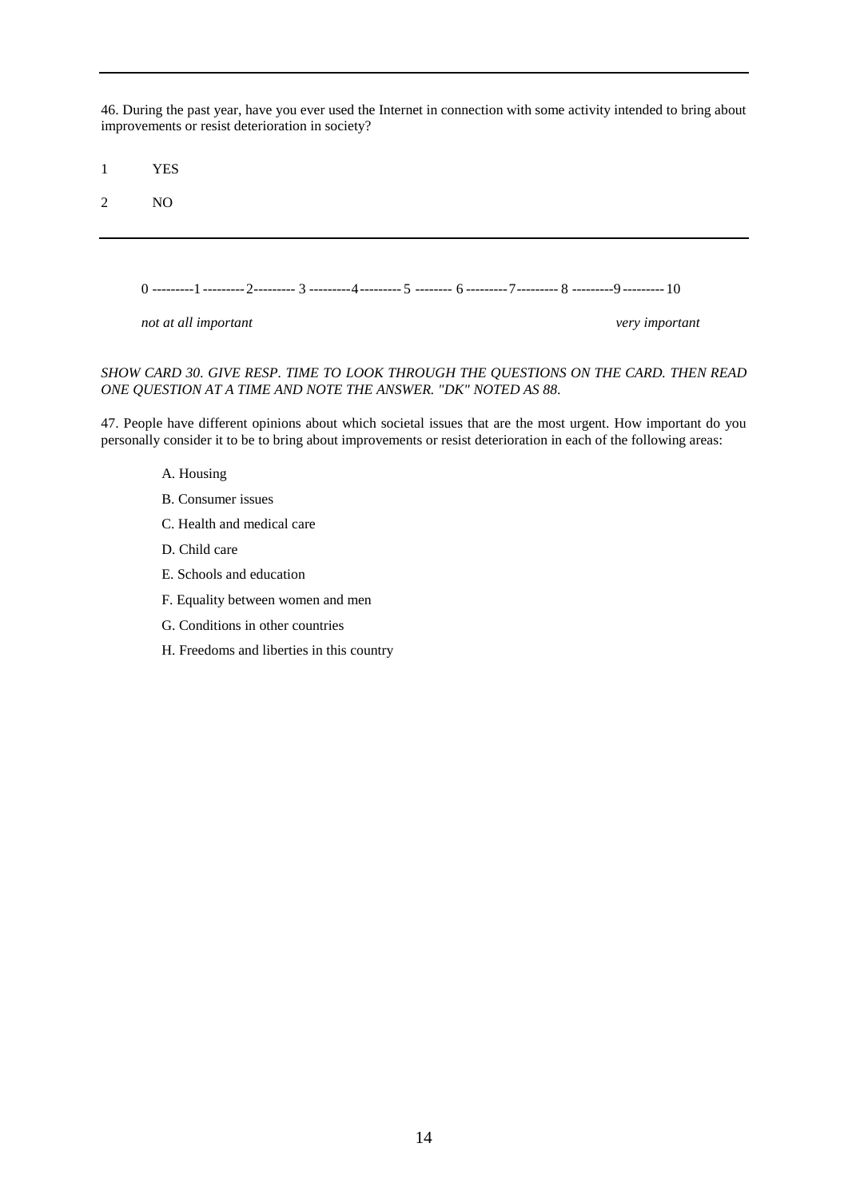---

46. During the past year, have you ever used the Internet in connection with some activity intended to bring about improvements or resist deterioration in society?

1 YES

2 NO

---

0 ---------1 ---------2--------- 3 ---------4--------- 5 -------- 6 ---------7--------- 8 ---------9--------- 10

*not at all important* *very important*

*SHOW CARD 30. GIVE RESP. TIME TO LOOK THROUGH THE QUESTIONS ON THE CARD. THEN READ ONE QUESTION AT A TIME AND NOTE THE ANSWER. "DK" NOTED AS 88.*

47. People have different opinions about which societal issues that are the most urgent. How important do you personally consider it to be to bring about improvements or resist deterioration in each of the following areas:

A. Housing

B. Consumer issues

C. Health and medical care

D. Child care

E. Schools and education

F. Equality between women and men

G. Conditions in other countries

H. Freedoms and liberties in this country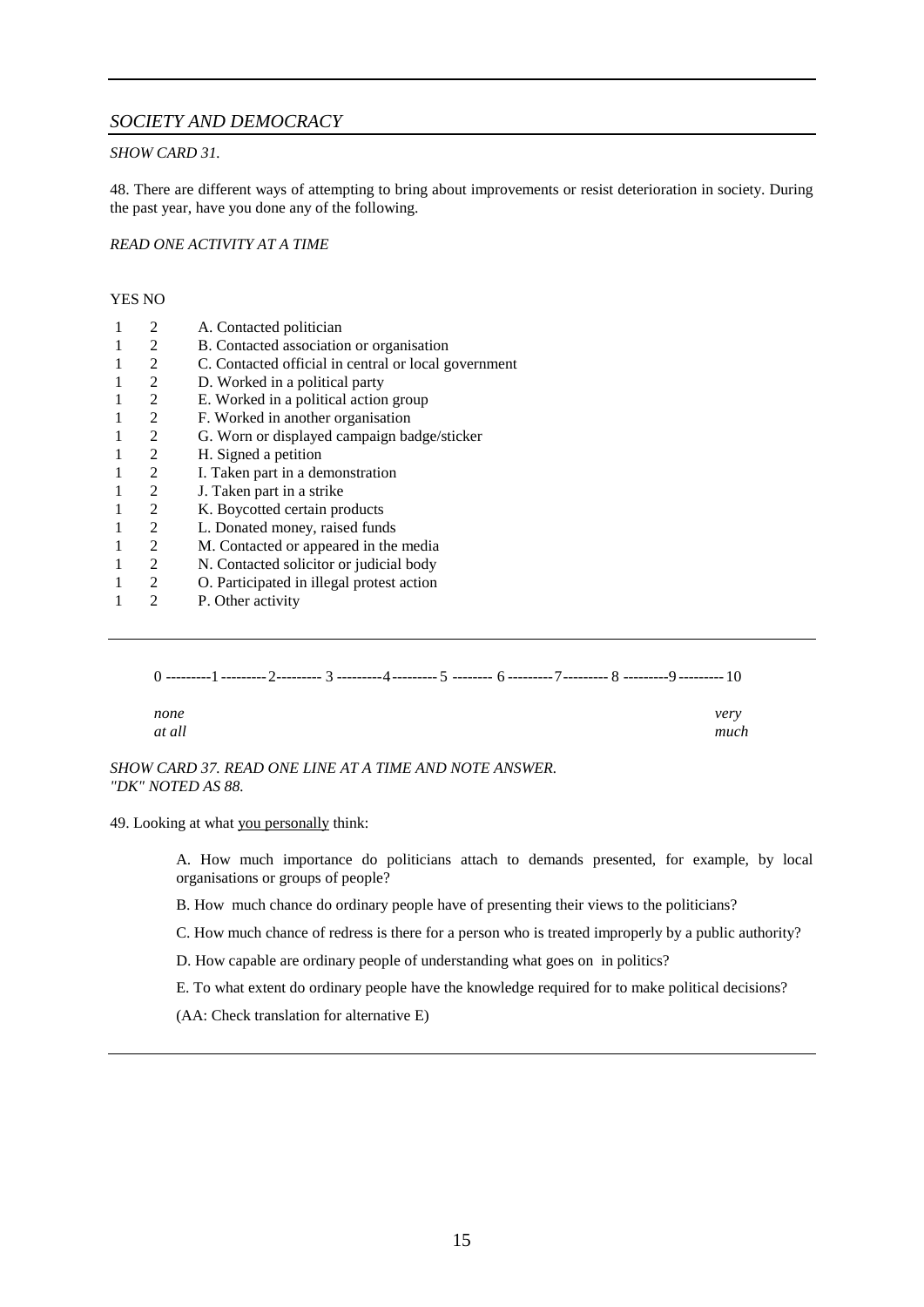*SOCIETY AND DEMOCRACY*

*SHOW CARD 31.*

48. There are different ways of attempting to bring about improvements or resist deterioration in society. During the past year, have you done any of the following.

*READ ONE ACTIVITY AT A TIME*

| YES | NO | |
|---|---|---|
| 1 | 2 | A. Contacted politician |
| 1 | 2 | B. Contacted association or organisation |
| 1 | 2 | C. Contacted official in central or local government |
| 1 | 2 | D. Worked in a political party |
| 1 | 2 | E. Worked in a political action group |
| 1 | 2 | F. Worked in another organisation |
| 1 | 2 | G. Worn or displayed campaign badge/sticker |
| 1 | 2 | H. Signed a petition |
| 1 | 2 | I. Taken part in a demonstration |
| 1 | 2 | J. Taken part in a strike |
| 1 | 2 | K. Boycotted certain products |
| 1 | 2 | L. Donated money, raised funds |
| 1 | 2 | M. Contacted or appeared in the media |
| 1 | 2 | N. Contacted solicitor or judicial body |
| 1 | 2 | O. Participated in illegal protest action |
| 1 | 2 | P. Other activity |

---

0 ---------1---------2--------- 3 ---------4---------5 -------- 6 ---------7--------- 8 ---------9---------10

*none at all* ... *very much*

*SHOW CARD 37. READ ONE LINE AT A TIME AND NOTE ANSWER.*
*"DK" NOTED AS 88.*

49. Looking at what <u>you personally</u> think:

A. How much importance do politicians attach to demands presented, for example, by local organisations or groups of people?

B. How much chance do ordinary people have of presenting their views to the politicians?

C. How much chance of redress is there for a person who is treated improperly by a public authority?

D. How capable are ordinary people of understanding what goes on in politics?

E. To what extent do ordinary people have the knowledge required for to make political decisions?

(AA: Check translation for alternative E)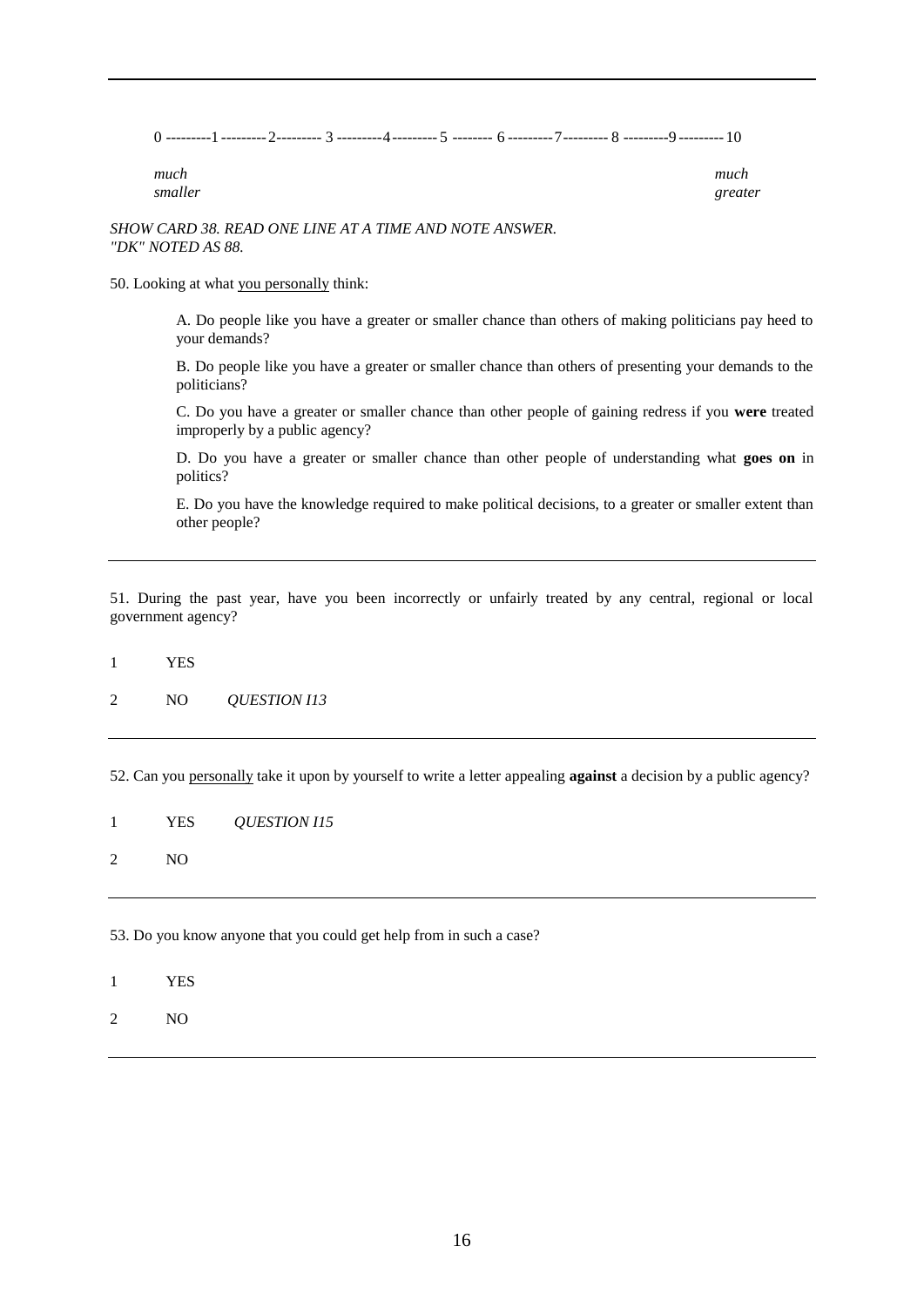---

0 ---------1---------2--------- 3 ---------4---------5 -------- 6 ---------7--------- 8 ---------9---------10

*much smaller* | *much greater*

*SHOW CARD 38. READ ONE LINE AT A TIME AND NOTE ANSWER.*
*"DK" NOTED AS 88.*

50. Looking at what <u>you personally</u> think:

A. Do people like you have a greater or smaller chance than others of making politicians pay heed to your demands?

B. Do people like you have a greater or smaller chance than others of presenting your demands to the politicians?

C. Do you have a greater or smaller chance than other people of gaining redress if you **were** treated improperly by a public agency?

D. Do you have a greater or smaller chance than other people of understanding what **goes on** in politics?

E. Do you have the knowledge required to make political decisions, to a greater or smaller extent than other people?

---

51. During the past year, have you been incorrectly or unfairly treated by any central, regional or local government agency?

1 YES

2 NO *QUESTION I13*

---

52. Can you <u>personally</u> take it upon by yourself to write a letter appealing **against** a decision by a public agency?

1 YES *QUESTION I15*

2 NO

---

53. Do you know anyone that you could get help from in such a case?

1 YES

2 NO

---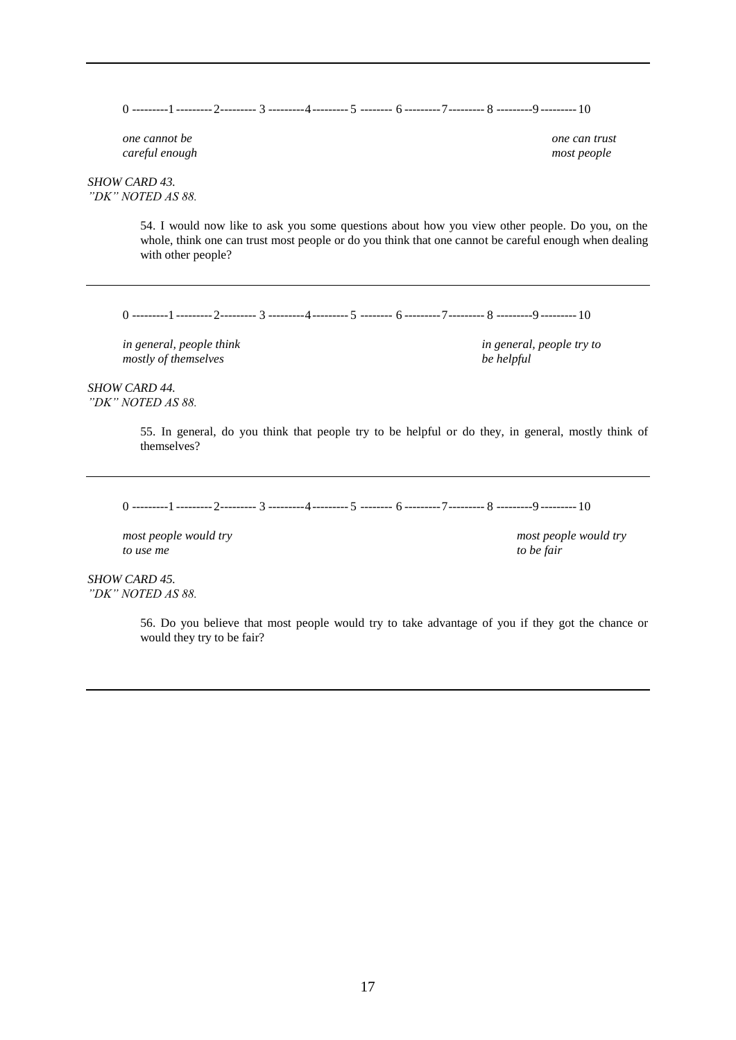---

0 ---------1 ---------2--------- 3 ---------4--------- 5 -------- 6 ---------7--------- 8 ---------9 --------- 10

*one cannot be careful enough* | *one can trust most people*

*SHOW CARD 43.*
*"DK" NOTED AS 88.*

54. I would now like to ask you some questions about how you view other people. Do you, on the whole, think one can trust most people or do you think that one cannot be careful enough when dealing with other people?

---

0 ---------1 ---------2--------- 3 ---------4--------- 5 -------- 6 ---------7--------- 8 ---------9 --------- 10

*in general, people think mostly of themselves* | *in general, people try to be helpful*

*SHOW CARD 44.*
*"DK" NOTED AS 88.*

55. In general, do you think that people try to be helpful or do they, in general, mostly think of themselves?

---

0 ---------1 ---------2--------- 3 ---------4--------- 5 -------- 6 ---------7--------- 8 ---------9 --------- 10

*most people would try to use me* | *most people would try to be fair*

*SHOW CARD 45.*
*"DK" NOTED AS 88.*

56. Do you believe that most people would try to take advantage of you if they got the chance or would they try to be fair?

---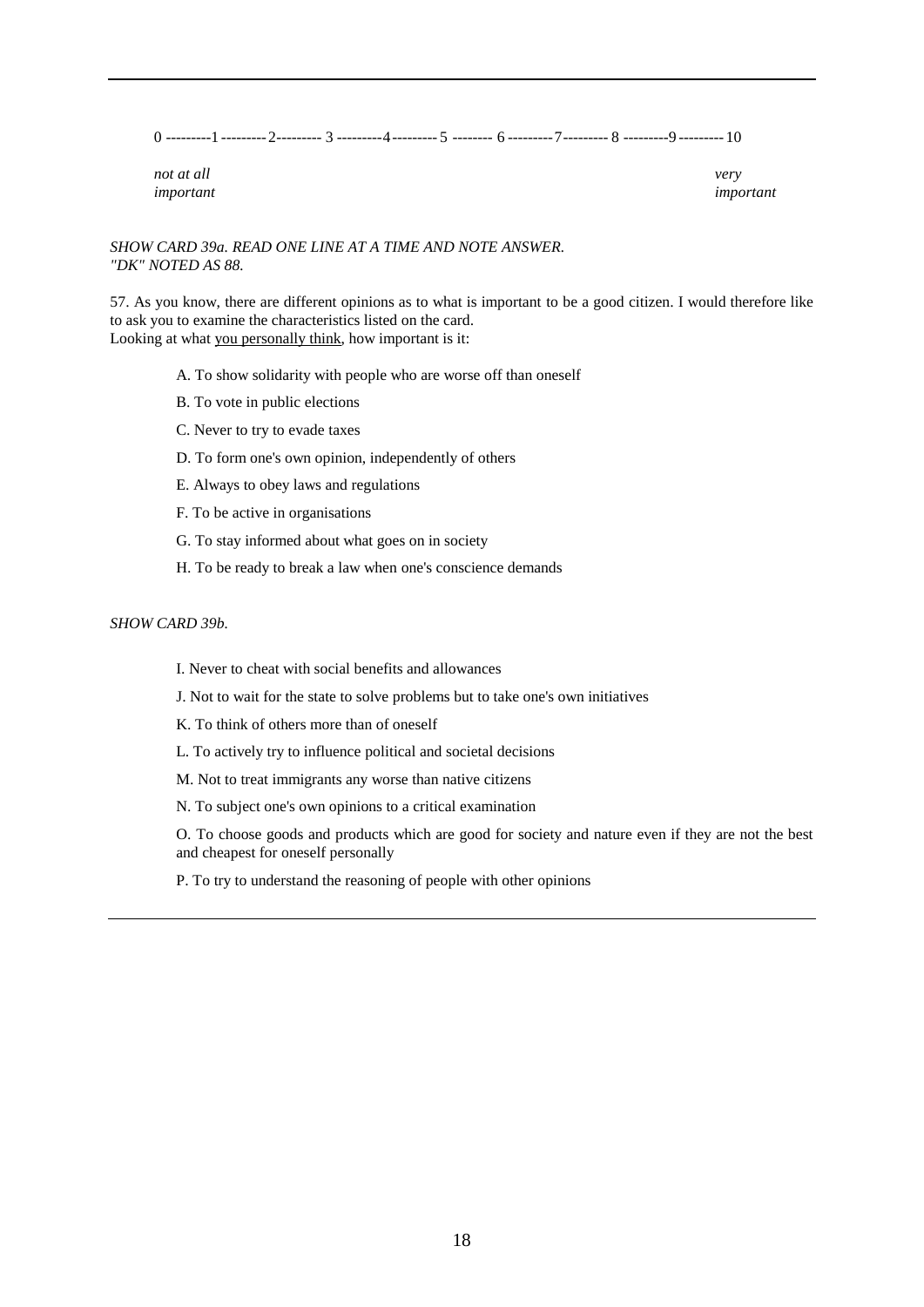0 ---------1---------2--------- 3 ---------4---------5 -------- 6 ---------7--------- 8 ---------9---------10

*not at all important* *very important*

*SHOW CARD 39a. READ ONE LINE AT A TIME AND NOTE ANSWER. "DK" NOTED AS 88.*

57. As you know, there are different opinions as to what is important to be a good citizen. I would therefore like to ask you to examine the characteristics listed on the card.
Looking at what <u>you personally think</u>, how important is it:

A. To show solidarity with people who are worse off than oneself

B. To vote in public elections

C. Never to try to evade taxes

D. To form one's own opinion, independently of others

E. Always to obey laws and regulations

F. To be active in organisations

G. To stay informed about what goes on in society

H. To be ready to break a law when one's conscience demands

*SHOW CARD 39b.*

I. Never to cheat with social benefits and allowances

J. Not to wait for the state to solve problems but to take one's own initiatives

K. To think of others more than of oneself

L. To actively try to influence political and societal decisions

M. Not to treat immigrants any worse than native citizens

N. To subject one's own opinions to a critical examination

O. To choose goods and products which are good for society and nature even if they are not the best and cheapest for oneself personally

P. To try to understand the reasoning of people with other opinions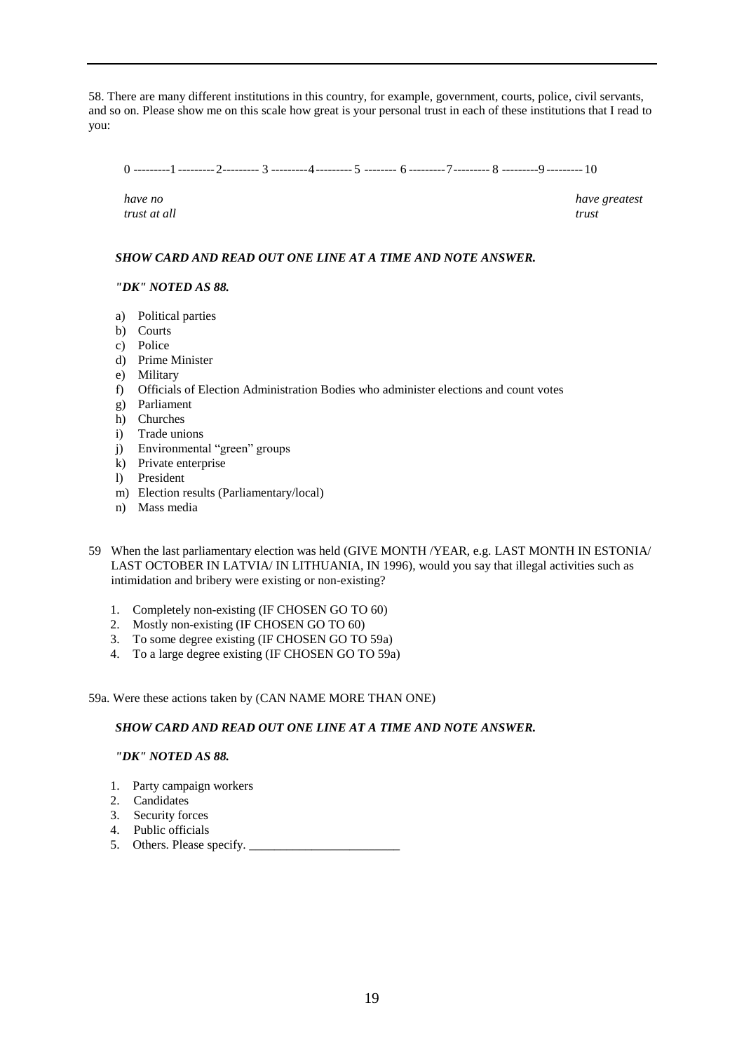58. There are many different institutions in this country, for example, government, courts, police, civil servants, and so on. Please show me on this scale how great is your personal trust in each of these institutions that I read to you:

0 ---------1---------2--------- 3 ---------4---------5 -------- 6---------7--------- 8 ---------9---------10

*have no trust at all* — *have greatest trust*

***SHOW CARD AND READ OUT ONE LINE AT A TIME AND NOTE ANSWER.***

***"DK" NOTED AS 88.***

a) Political parties
b) Courts
c) Police
d) Prime Minister
e) Military
f) Officials of Election Administration Bodies who administer elections and count votes
g) Parliament
h) Churches
i) Trade unions
j) Environmental "green" groups
k) Private enterprise
l) President
m) Election results (Parliamentary/local)
n) Mass media

59 When the last parliamentary election was held (GIVE MONTH /YEAR, e.g. LAST MONTH IN ESTONIA/ LAST OCTOBER IN LATVIA/ IN LITHUANIA, IN 1996), would you say that illegal activities such as intimidation and bribery were existing or non-existing?

1. Completely non-existing (IF CHOSEN GO TO 60)
2. Mostly non-existing (IF CHOSEN GO TO 60)
3. To some degree existing (IF CHOSEN GO TO 59a)
4. To a large degree existing (IF CHOSEN GO TO 59a)

59a. Were these actions taken by (CAN NAME MORE THAN ONE)

***SHOW CARD AND READ OUT ONE LINE AT A TIME AND NOTE ANSWER.***

***"DK" NOTED AS 88.***

1. Party campaign workers
2. Candidates
3. Security forces
4. Public officials
5. Others. Please specify. ________________________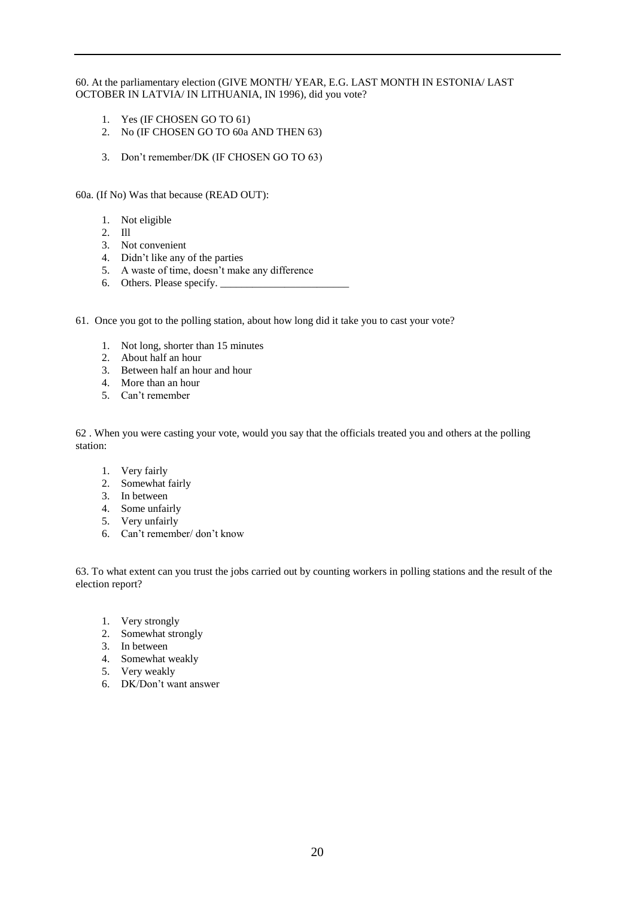60. At the parliamentary election (GIVE MONTH/ YEAR, E.G. LAST MONTH IN ESTONIA/ LAST OCTOBER IN LATVIA/ IN LITHUANIA, IN 1996), did you vote?

1. Yes (IF CHOSEN GO TO 61)
2. No (IF CHOSEN GO TO 60a AND THEN 63)
3. Don't remember/DK (IF CHOSEN GO TO 63)

60a. (If No) Was that because (READ OUT):

1. Not eligible
2. Ill
3. Not convenient
4. Didn't like any of the parties
5. A waste of time, doesn't make any difference
6. Others. Please specify. ________________________

61. Once you got to the polling station, about how long did it take you to cast your vote?

1. Not long, shorter than 15 minutes
2. About half an hour
3. Between half an hour and hour
4. More than an hour
5. Can't remember

62 . When you were casting your vote, would you say that the officials treated you and others at the polling station:

1. Very fairly
2. Somewhat fairly
3. In between
4. Some unfairly
5. Very unfairly
6. Can't remember/ don't know

63. To what extent can you trust the jobs carried out by counting workers in polling stations and the result of the election report?

1. Very strongly
2. Somewhat strongly
3. In between
4. Somewhat weakly
5. Very weakly
6. DK/Don't want answer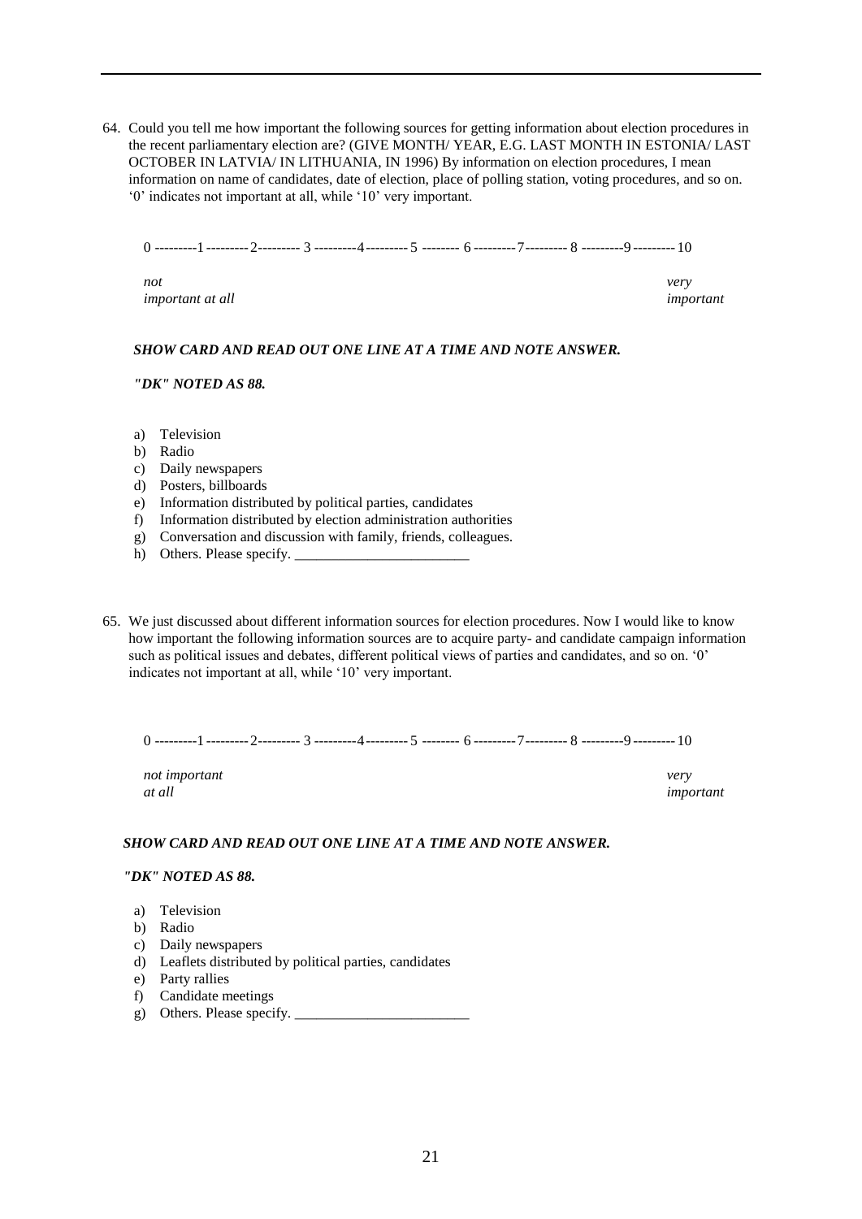64. Could you tell me how important the following sources for getting information about election procedures in the recent parliamentary election are? (GIVE MONTH/ YEAR, E.G. LAST MONTH IN ESTONIA/ LAST OCTOBER IN LATVIA/ IN LITHUANIA, IN 1996) By information on election procedures, I mean information on name of candidates, date of election, place of polling station, voting procedures, and so on. '0' indicates not important at all, while '10' very important.

0 ---------1---------2--------- 3 ---------4---------5 -------- 6 ---------7--------- 8 ---------9---------10

*not important at all* ... *very important*

***SHOW CARD AND READ OUT ONE LINE AT A TIME AND NOTE ANSWER.***

***"DK" NOTED AS 88.***

a) Television
b) Radio
c) Daily newspapers
d) Posters, billboards
e) Information distributed by political parties, candidates
f) Information distributed by election administration authorities
g) Conversation and discussion with family, friends, colleagues.
h) Others. Please specify. ________________________

65. We just discussed about different information sources for election procedures. Now I would like to know how important the following information sources are to acquire party- and candidate campaign information such as political issues and debates, different political views of parties and candidates, and so on. '0' indicates not important at all, while '10' very important.

0 ---------1---------2--------- 3 ---------4---------5 -------- 6 ---------7--------- 8 ---------9---------10

*not important at all* ... *very important*

***SHOW CARD AND READ OUT ONE LINE AT A TIME AND NOTE ANSWER.***

***"DK" NOTED AS 88.***

a) Television
b) Radio
c) Daily newspapers
d) Leaflets distributed by political parties, candidates
e) Party rallies
f) Candidate meetings
g) Others. Please specify. ________________________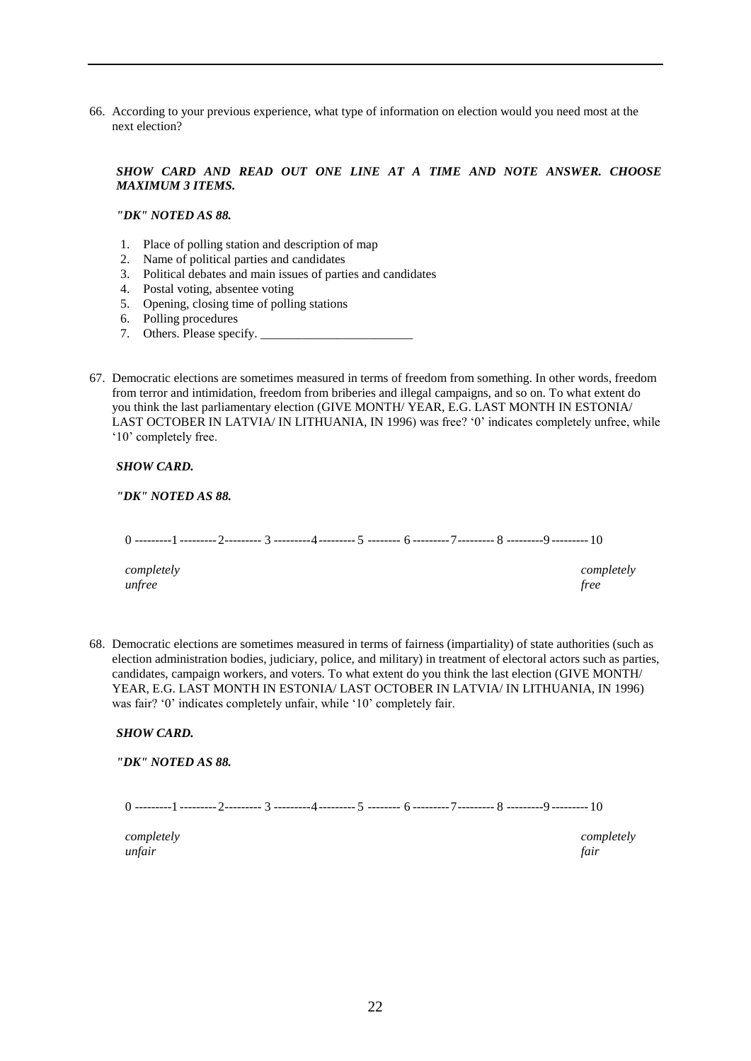66. According to your previous experience, what type of information on election would you need most at the next election?

***SHOW CARD AND READ OUT ONE LINE AT A TIME AND NOTE ANSWER. CHOOSE MAXIMUM 3 ITEMS.***

***"DK" NOTED AS 88.***

1. Place of polling station and description of map
2. Name of political parties and candidates
3. Political debates and main issues of parties and candidates
4. Postal voting, absentee voting
5. Opening, closing time of polling stations
6. Polling procedures
7. Others. Please specify. ________________________

67. Democratic elections are sometimes measured in terms of freedom from something. In other words, freedom from terror and intimidation, freedom from briberies and illegal campaigns, and so on. To what extent do you think the last parliamentary election (GIVE MONTH/ YEAR, E.G. LAST MONTH IN ESTONIA/ LAST OCTOBER IN LATVIA/ IN LITHUANIA, IN 1996) was free? '0' indicates completely unfree, while '10' completely free.

***SHOW CARD.***

***"DK" NOTED AS 88.***

0 ---------1 ---------2--------- 3 ---------4--------- 5 -------- 6 ---------7--------- 8 ---------9 --------- 10

*completely unfree* … *completely free*

68. Democratic elections are sometimes measured in terms of fairness (impartiality) of state authorities (such as election administration bodies, judiciary, police, and military) in treatment of electoral actors such as parties, candidates, campaign workers, and voters. To what extent do you think the last election (GIVE MONTH/ YEAR, E.G. LAST MONTH IN ESTONIA/ LAST OCTOBER IN LATVIA/ IN LITHUANIA, IN 1996) was fair? '0' indicates completely unfair, while '10' completely fair.

***SHOW CARD.***

***"DK" NOTED AS 88.***

0 ---------1 ---------2--------- 3 ---------4--------- 5 -------- 6 ---------7--------- 8 ---------9 --------- 10

*completely unfair* … *completely fair*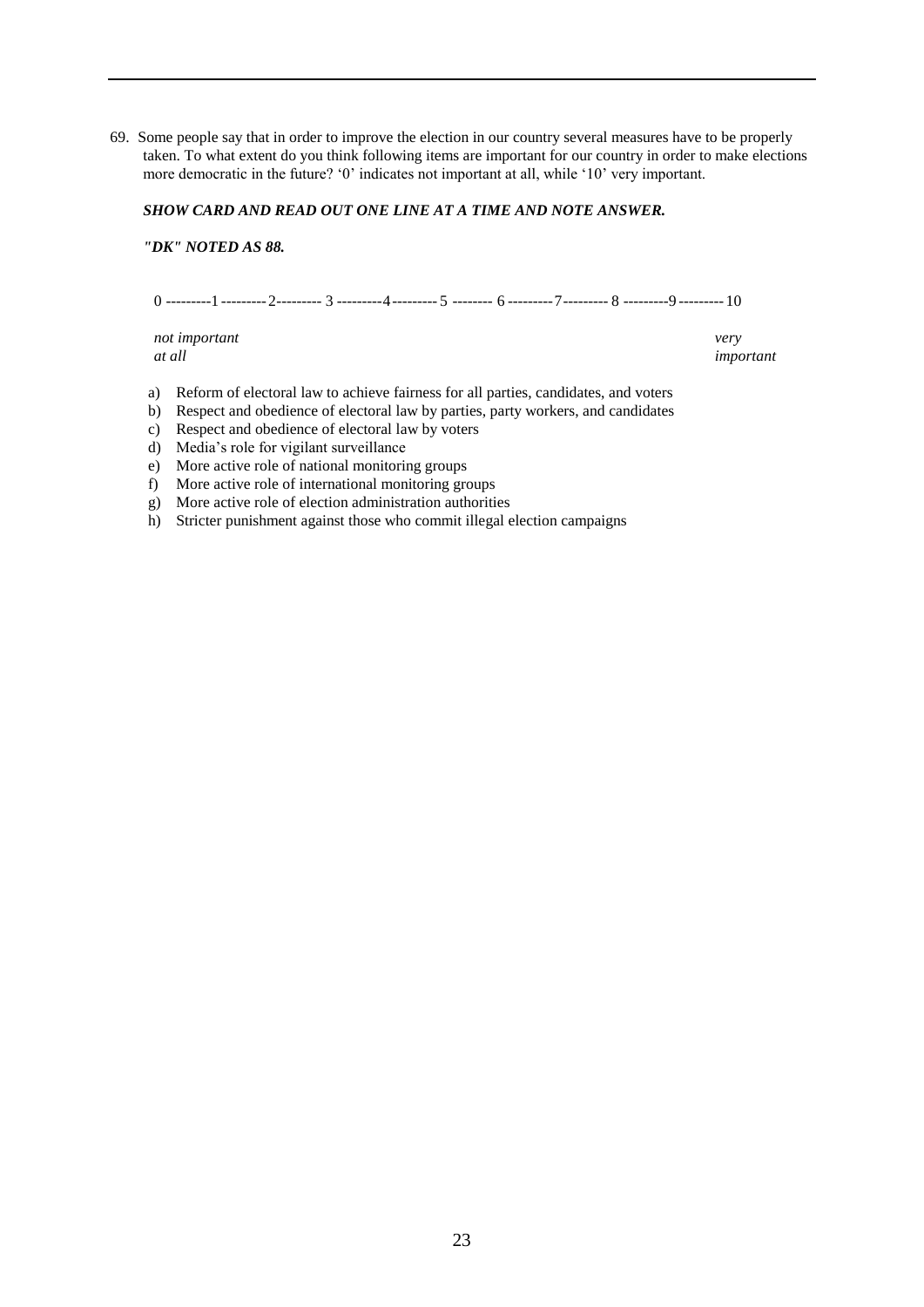69. Some people say that in order to improve the election in our country several measures have to be properly taken. To what extent do you think following items are important for our country in order to make elections more democratic in the future? '0' indicates not important at all, while '10' very important.

*SHOW CARD AND READ OUT ONE LINE AT A TIME AND NOTE ANSWER.*

*"DK" NOTED AS 88.*

0 ---------1 --------- 2--------- 3 ---------4--------- 5 -------- 6 ---------7--------- 8 ---------9 --------- 10

| *not important at all* | *very important* |
|---|---|

a) Reform of electoral law to achieve fairness for all parties, candidates, and voters
b) Respect and obedience of electoral law by parties, party workers, and candidates
c) Respect and obedience of electoral law by voters
d) Media's role for vigilant surveillance
e) More active role of national monitoring groups
f) More active role of international monitoring groups
g) More active role of election administration authorities
h) Stricter punishment against those who commit illegal election campaigns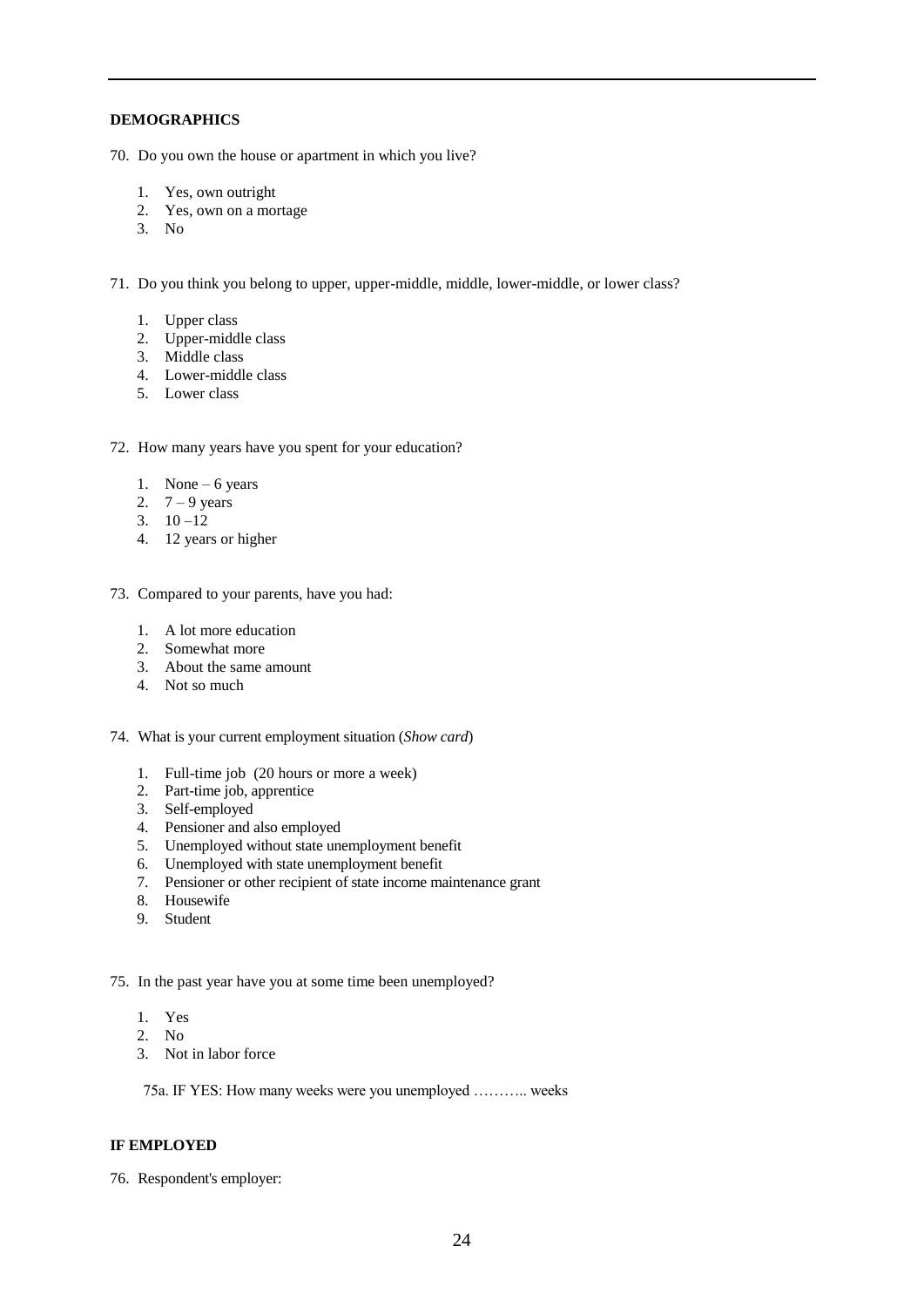**DEMOGRAPHICS**

70. Do you own the house or apartment in which you live?

    1. Yes, own outright
    2. Yes, own on a mortage
    3. No

71. Do you think you belong to upper, upper-middle, middle, lower-middle, or lower class?

    1. Upper class
    2. Upper-middle class
    3. Middle class
    4. Lower-middle class
    5. Lower class

72. How many years have you spent for your education?

    1. None – 6 years
    2. 7 – 9 years
    3. 10 –12
    4. 12 years or higher

73. Compared to your parents, have you had:

    1. A lot more education
    2. Somewhat more
    3. About the same amount
    4. Not so much

74. What is your current employment situation (*Show card*)

    1. Full-time job (20 hours or more a week)
    2. Part-time job, apprentice
    3. Self-employed
    4. Pensioner and also employed
    5. Unemployed without state unemployment benefit
    6. Unemployed with state unemployment benefit
    7. Pensioner or other recipient of state income maintenance grant
    8. Housewife
    9. Student

75. In the past year have you at some time been unemployed?

    1. Yes
    2. No
    3. Not in labor force

    75a. IF YES: How many weeks were you unemployed ……….. weeks

**IF EMPLOYED**

76. Respondent's employer: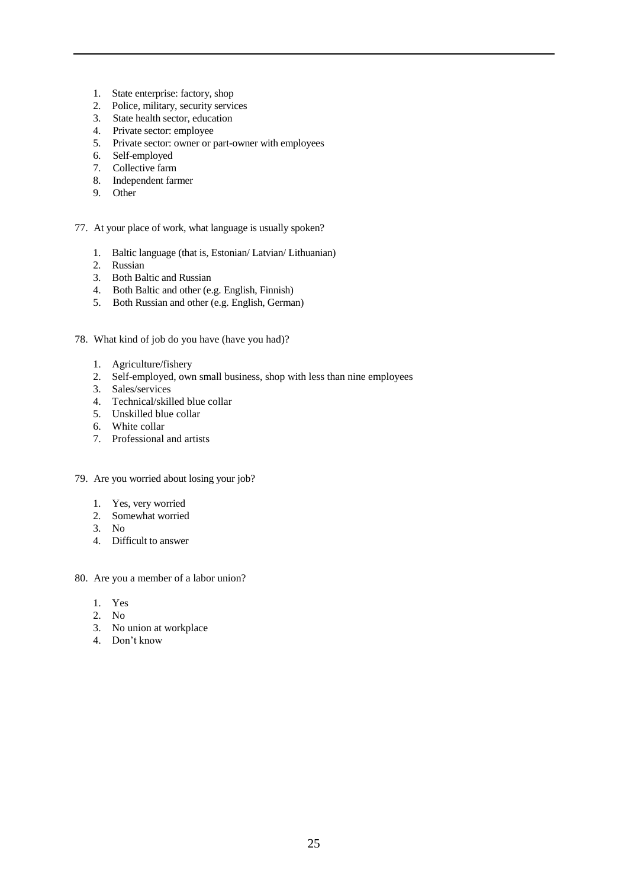1. State enterprise: factory, shop
2. Police, military, security services
3. State health sector, education
4. Private sector: employee
5. Private sector: owner or part-owner with employees
6. Self-employed
7. Collective farm
8. Independent farmer
9. Other

77. At your place of work, what language is usually spoken?

1. Baltic language (that is, Estonian/ Latvian/ Lithuanian)
2. Russian
3. Both Baltic and Russian
4. Both Baltic and other (e.g. English, Finnish)
5. Both Russian and other (e.g. English, German)

78. What kind of job do you have (have you had)?

1. Agriculture/fishery
2. Self-employed, own small business, shop with less than nine employees
3. Sales/services
4. Technical/skilled blue collar
5. Unskilled blue collar
6. White collar
7. Professional and artists

79. Are you worried about losing your job?

1. Yes, very worried
2. Somewhat worried
3. No
4. Difficult to answer

80. Are you a member of a labor union?

1. Yes
2. No
3. No union at workplace
4. Don't know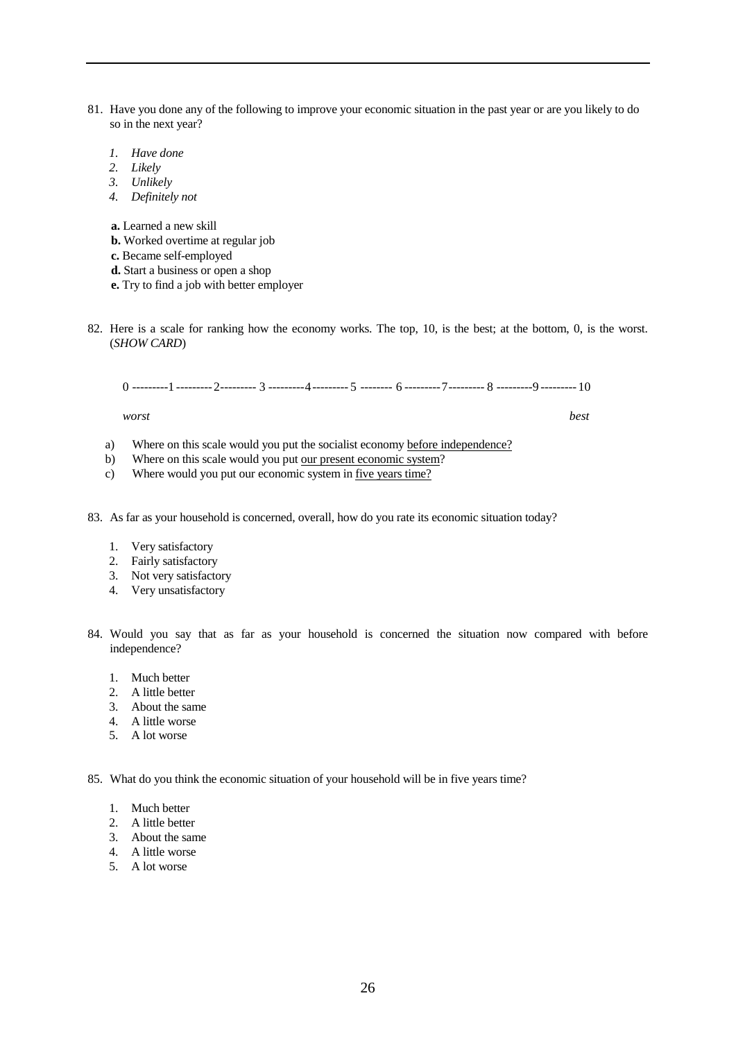81. Have you done any of the following to improve your economic situation in the past year or are you likely to do so in the next year?

   1. *Have done*
   2. *Likely*
   3. *Unlikely*
   4. *Definitely not*

   **a.** Learned a new skill
   **b.** Worked overtime at regular job
   **c.** Became self-employed
   **d.** Start a business or open a shop
   **e.** Try to find a job with better employer

82. Here is a scale for ranking how the economy works. The top, 10, is the best; at the bottom, 0, is the worst. (*SHOW CARD*)

   0 ---------1 ---------2--------- 3 ---------4---------5 -------- 6 ---------7--------- 8 ---------9---------10

   *worst* *best*

   a) Where on this scale would you put the socialist economy before independence?
   b) Where on this scale would you put our present economic system?
   c) Where would you put our economic system in five years time?

83. As far as your household is concerned, overall, how do you rate its economic situation today?

   1. Very satisfactory
   2. Fairly satisfactory
   3. Not very satisfactory
   4. Very unsatisfactory

84. Would you say that as far as your household is concerned the situation now compared with before independence?

   1. Much better
   2. A little better
   3. About the same
   4. A little worse
   5. A lot worse

85. What do you think the economic situation of your household will be in five years time?

   1. Much better
   2. A little better
   3. About the same
   4. A little worse
   5. A lot worse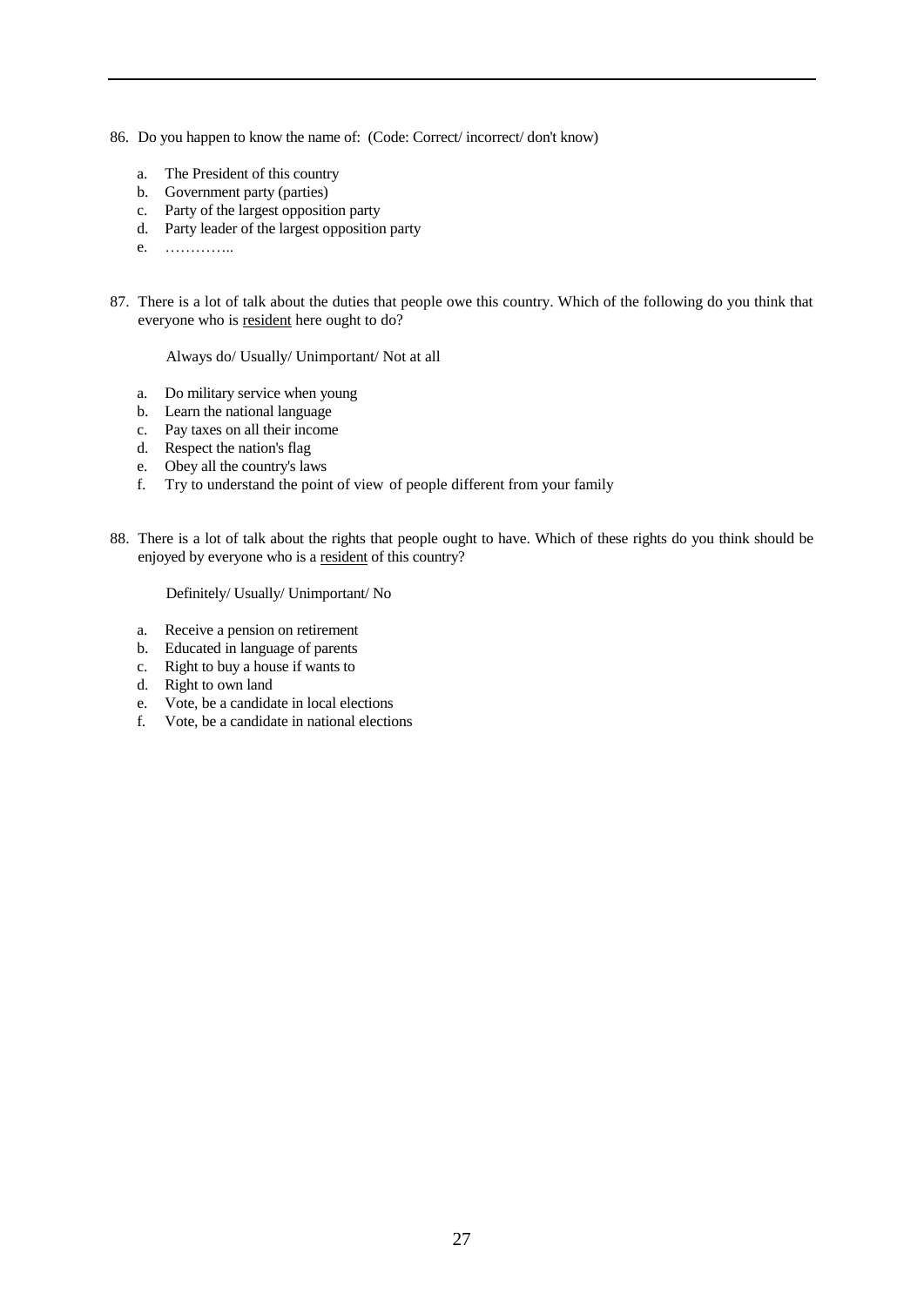86. Do you happen to know the name of: (Code: Correct/ incorrect/ don't know)

    a. The President of this country
    b. Government party (parties)
    c. Party of the largest opposition party
    d. Party leader of the largest opposition party
    e. …………..

87. There is a lot of talk about the duties that people owe this country. Which of the following do you think that everyone who is <u>resident</u> here ought to do?

    Always do/ Usually/ Unimportant/ Not at all

    a. Do military service when young
    b. Learn the national language
    c. Pay taxes on all their income
    d. Respect the nation's flag
    e. Obey all the country's laws
    f. Try to understand the point of view of people different from your family

88. There is a lot of talk about the rights that people ought to have. Which of these rights do you think should be enjoyed by everyone who is a <u>resident</u> of this country?

    Definitely/ Usually/ Unimportant/ No

    a. Receive a pension on retirement
    b. Educated in language of parents
    c. Right to buy a house if wants to
    d. Right to own land
    e. Vote, be a candidate in local elections
    f. Vote, be a candidate in national elections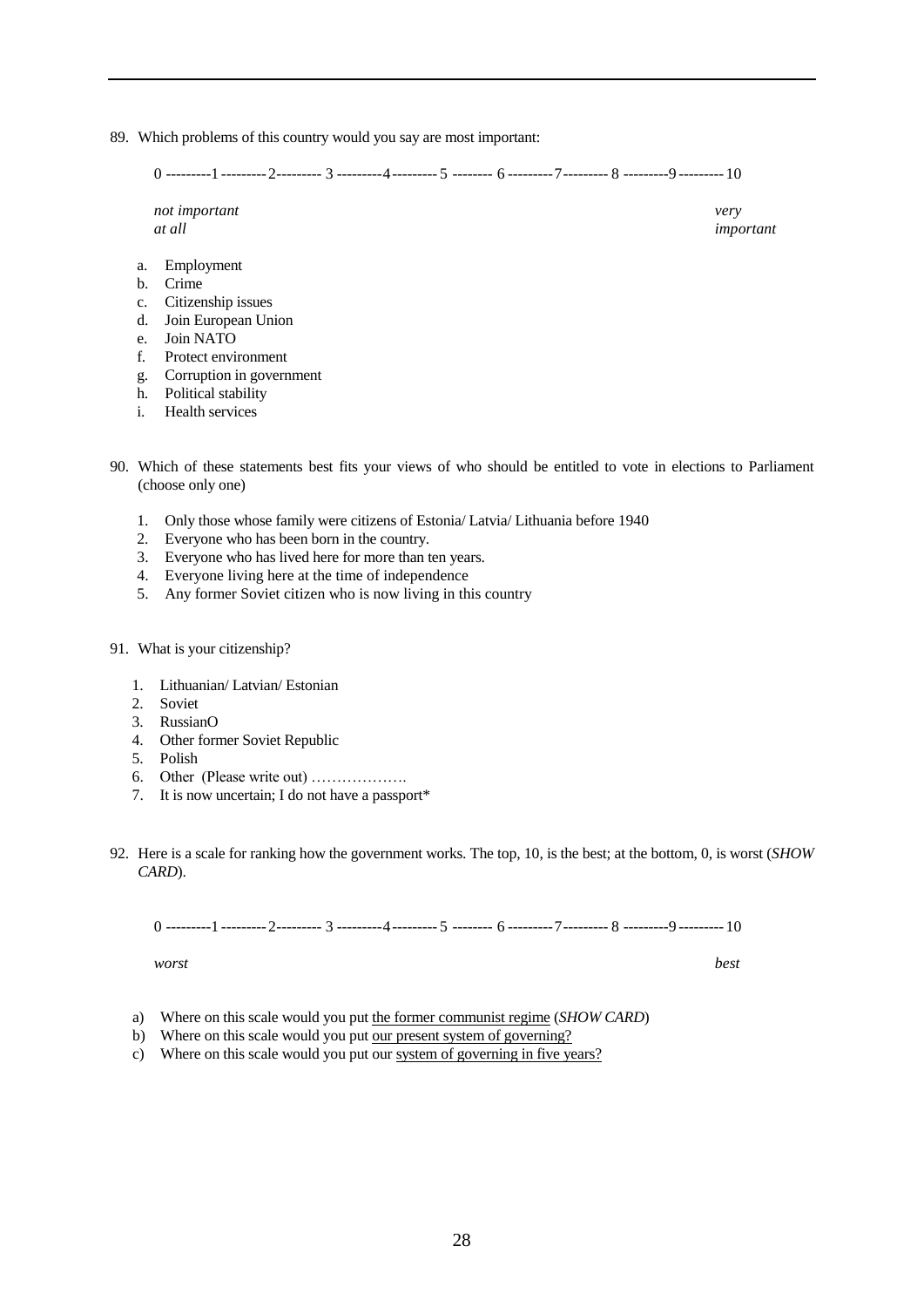89. Which problems of this country would you say are most important:

0 ---------1 ---------2--------- 3 ---------4--------- 5 -------- 6 ---------7--------- 8 ---------9 --------- 10

*not important at all* *very important*

a. Employment
b. Crime
c. Citizenship issues
d. Join European Union
e. Join NATO
f. Protect environment
g. Corruption in government
h. Political stability
i. Health services

90. Which of these statements best fits your views of who should be entitled to vote in elections to Parliament (choose only one)

1. Only those whose family were citizens of Estonia/ Latvia/ Lithuania before 1940
2. Everyone who has been born in the country.
3. Everyone who has lived here for more than ten years.
4. Everyone living here at the time of independence
5. Any former Soviet citizen who is now living in this country

91. What is your citizenship?

1. Lithuanian/ Latvian/ Estonian
2. Soviet
3. RussianO
4. Other former Soviet Republic
5. Polish
6. Other (Please write out) ……………….
7. It is now uncertain; I do not have a passport*

92. Here is a scale for ranking how the government works. The top, 10, is the best; at the bottom, 0, is worst (*SHOW CARD*).

0 ---------1 ---------2--------- 3 ---------4--------- 5 -------- 6 ---------7--------- 8 ---------9 --------- 10

*worst* *best*

a) Where on this scale would you put the former communist regime (*SHOW CARD*)
b) Where on this scale would you put our present system of governing?
c) Where on this scale would you put our system of governing in five years?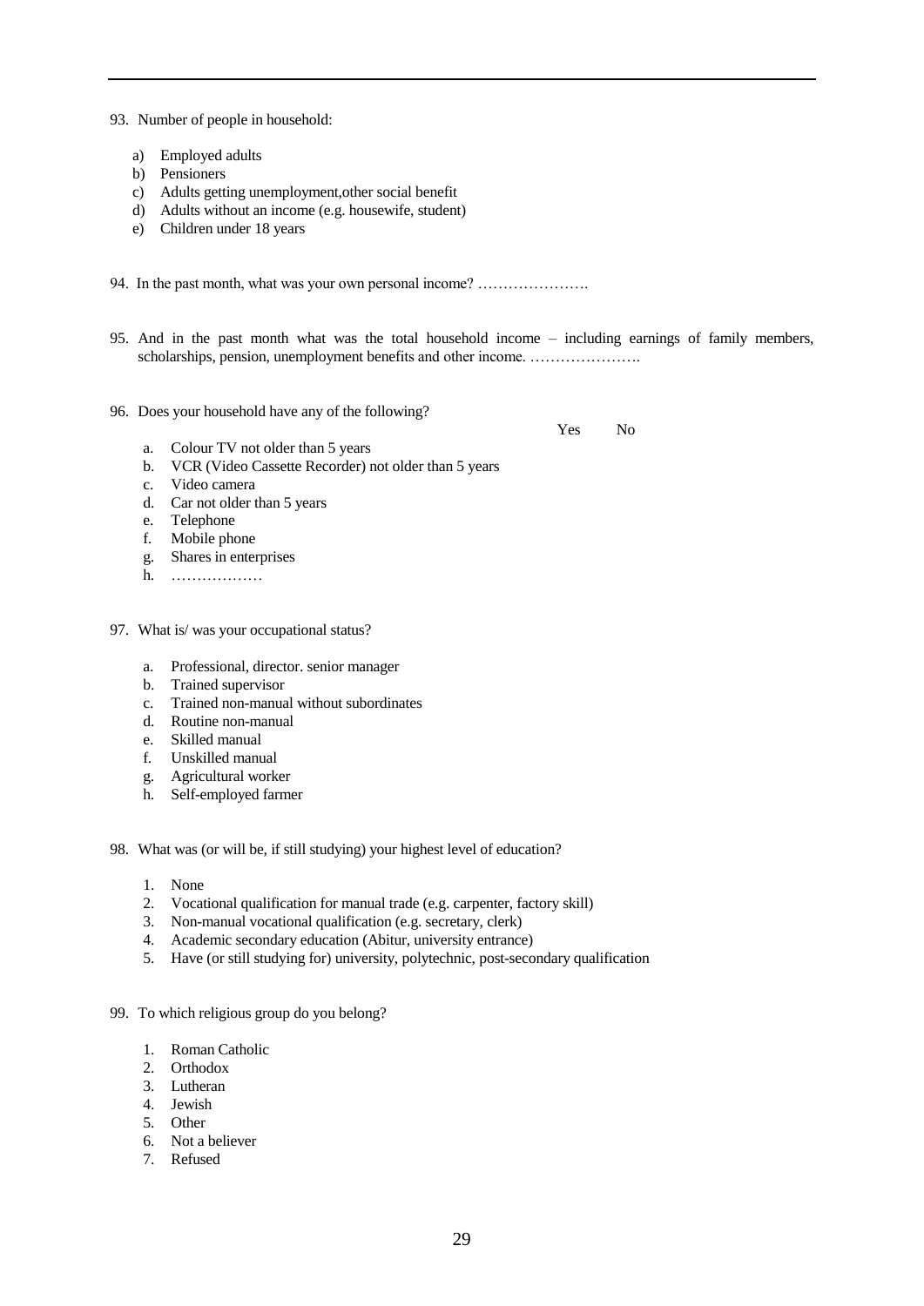93. Number of people in household:

   a) Employed adults
   b) Pensioners
   c) Adults getting unemployment,other social benefit
   d) Adults without an income (e.g. housewife, student)
   e) Children under 18 years

94. In the past month, what was your own personal income? ………………….

95. And in the past month what was the total household income – including earnings of family members, scholarships, pension, unemployment benefits and other income. ………………….

96. Does your household have any of the following?

| | Yes | No |
|---|---|---|
| a. Colour TV not older than 5 years | | |
| b. VCR (Video Cassette Recorder) not older than 5 years | | |
| c. Video camera | | |
| d. Car not older than 5 years | | |
| e. Telephone | | |
| f. Mobile phone | | |
| g. Shares in enterprises | | |
| h. ……………… | | |

97. What is/ was your occupational status?

   a. Professional, director. senior manager
   b. Trained supervisor
   c. Trained non-manual without subordinates
   d. Routine non-manual
   e. Skilled manual
   f. Unskilled manual
   g. Agricultural worker
   h. Self-employed farmer

98. What was (or will be, if still studying) your highest level of education?

   1. None
   2. Vocational qualification for manual trade (e.g. carpenter, factory skill)
   3. Non-manual vocational qualification (e.g. secretary, clerk)
   4. Academic secondary education (Abitur, university entrance)
   5. Have (or still studying for) university, polytechnic, post-secondary qualification

99. To which religious group do you belong?

   1. Roman Catholic
   2. Orthodox
   3. Lutheran
   4. Jewish
   5. Other
   6. Not a believer
   7. Refused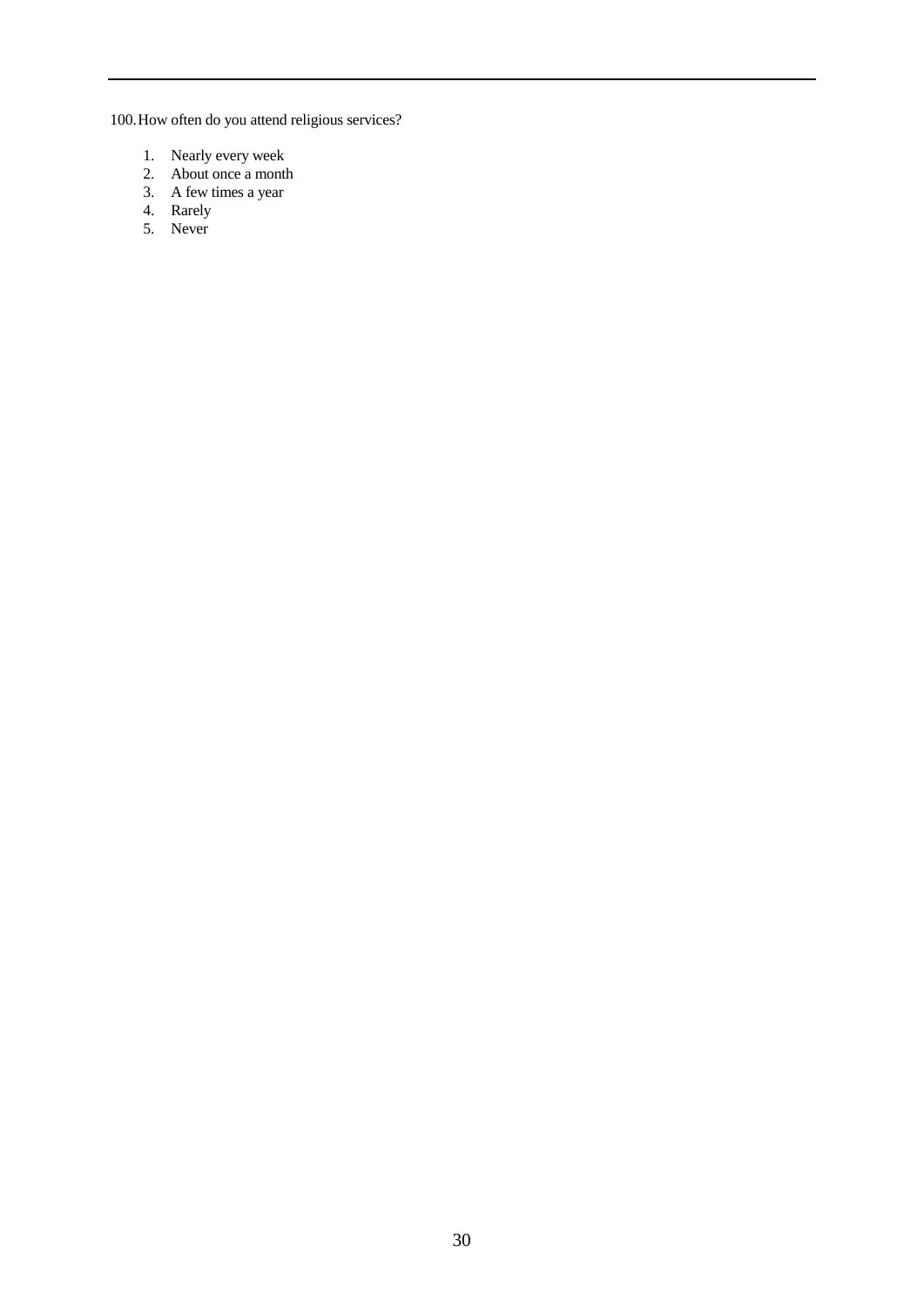100. How often do you attend religious services?

1. Nearly every week
2. About once a month
3. A few times a year
4. Rarely
5. Never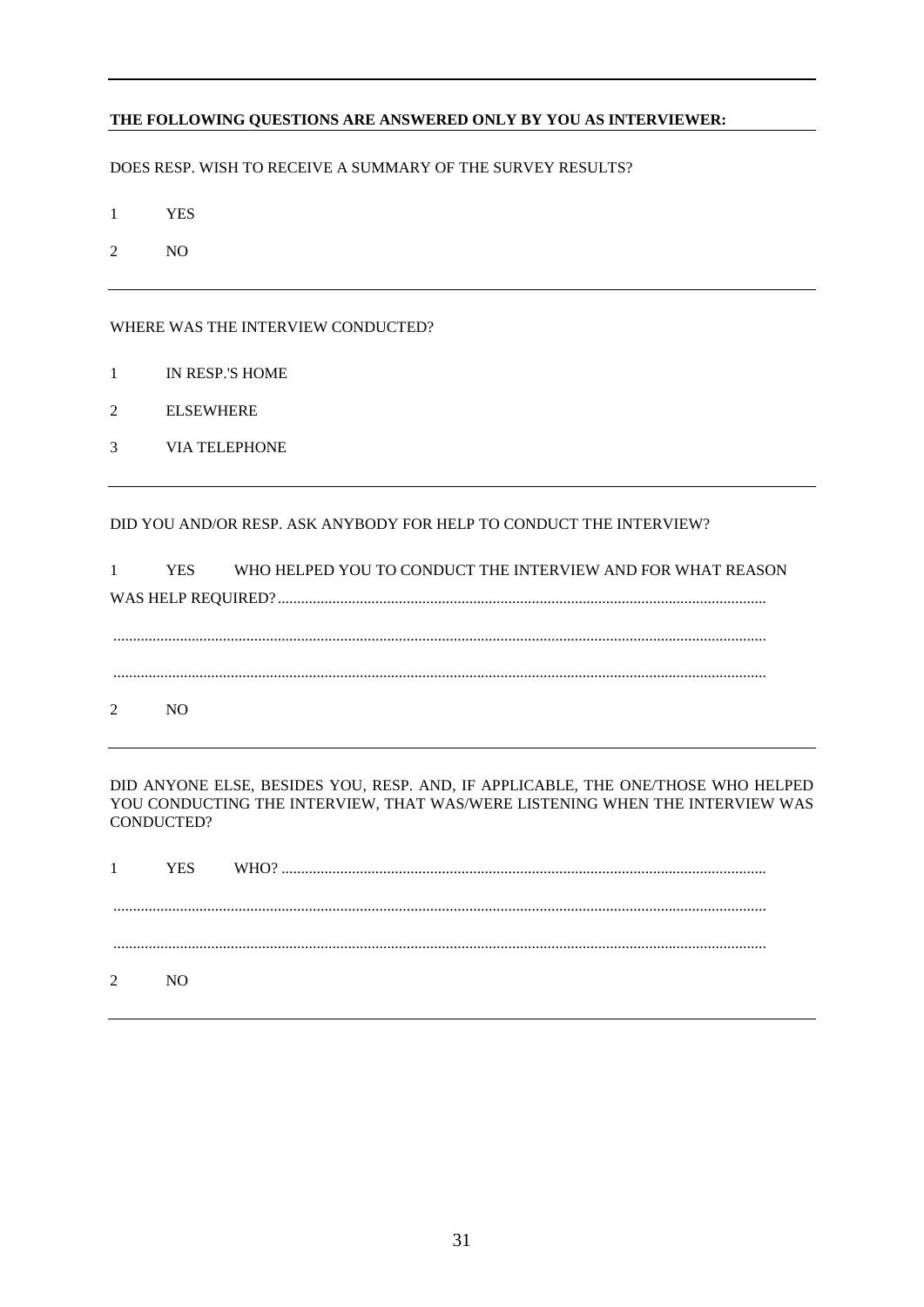**THE FOLLOWING QUESTIONS ARE ANSWERED ONLY BY YOU AS INTERVIEWER:**

DOES RESP. WISH TO RECEIVE A SUMMARY OF THE SURVEY RESULTS?

1 YES

2 NO

---

WHERE WAS THE INTERVIEW CONDUCTED?

1 IN RESP.'S HOME

2 ELSEWHERE

3 VIA TELEPHONE

---

DID YOU AND/OR RESP. ASK ANYBODY FOR HELP TO CONDUCT THE INTERVIEW?

1 YES WHO HELPED YOU TO CONDUCT THE INTERVIEW AND FOR WHAT REASON WAS HELP REQUIRED?............................................................................................................................

.......................................................................................................................................................

.......................................................................................................................................................

2 NO

---

DID ANYONE ELSE, BESIDES YOU, RESP. AND, IF APPLICABLE, THE ONE/THOSE WHO HELPED YOU CONDUCTING THE INTERVIEW, THAT WAS/WERE LISTENING WHEN THE INTERVIEW WAS CONDUCTED?

1 YES WHO? ...........................................................................................................................

.......................................................................................................................................................

.......................................................................................................................................................

2 NO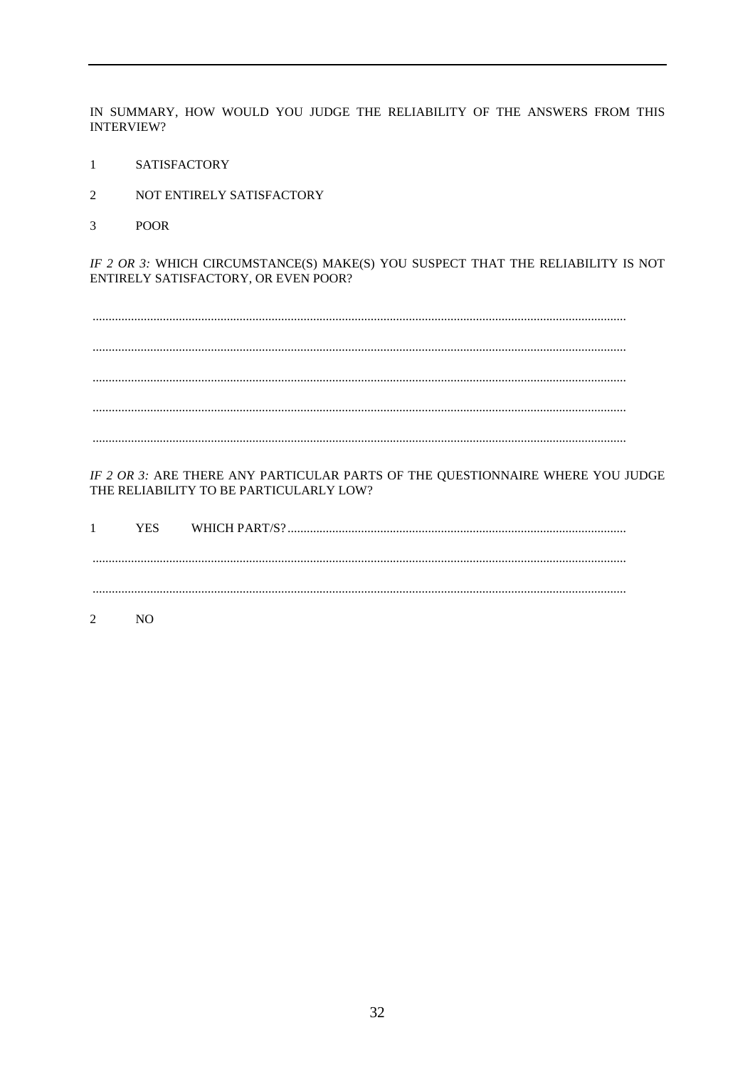IN SUMMARY, HOW WOULD YOU JUDGE THE RELIABILITY OF THE ANSWERS FROM THIS INTERVIEW?

1 SATISFACTORY

2 NOT ENTIRELY SATISFACTORY

3 POOR

*IF 2 OR 3:* WHICH CIRCUMSTANCE(S) MAKE(S) YOU SUSPECT THAT THE RELIABILITY IS NOT ENTIRELY SATISFACTORY, OR EVEN POOR?

..............................................................................................................................................................

..............................................................................................................................................................

..............................................................................................................................................................

..............................................................................................................................................................

..............................................................................................................................................................

*IF 2 OR 3:* ARE THERE ANY PARTICULAR PARTS OF THE QUESTIONNAIRE WHERE YOU JUDGE THE RELIABILITY TO BE PARTICULARLY LOW?

1 YES WHICH PART/S?.........................................................................................................

..............................................................................................................................................................

..............................................................................................................................................................

2 NO